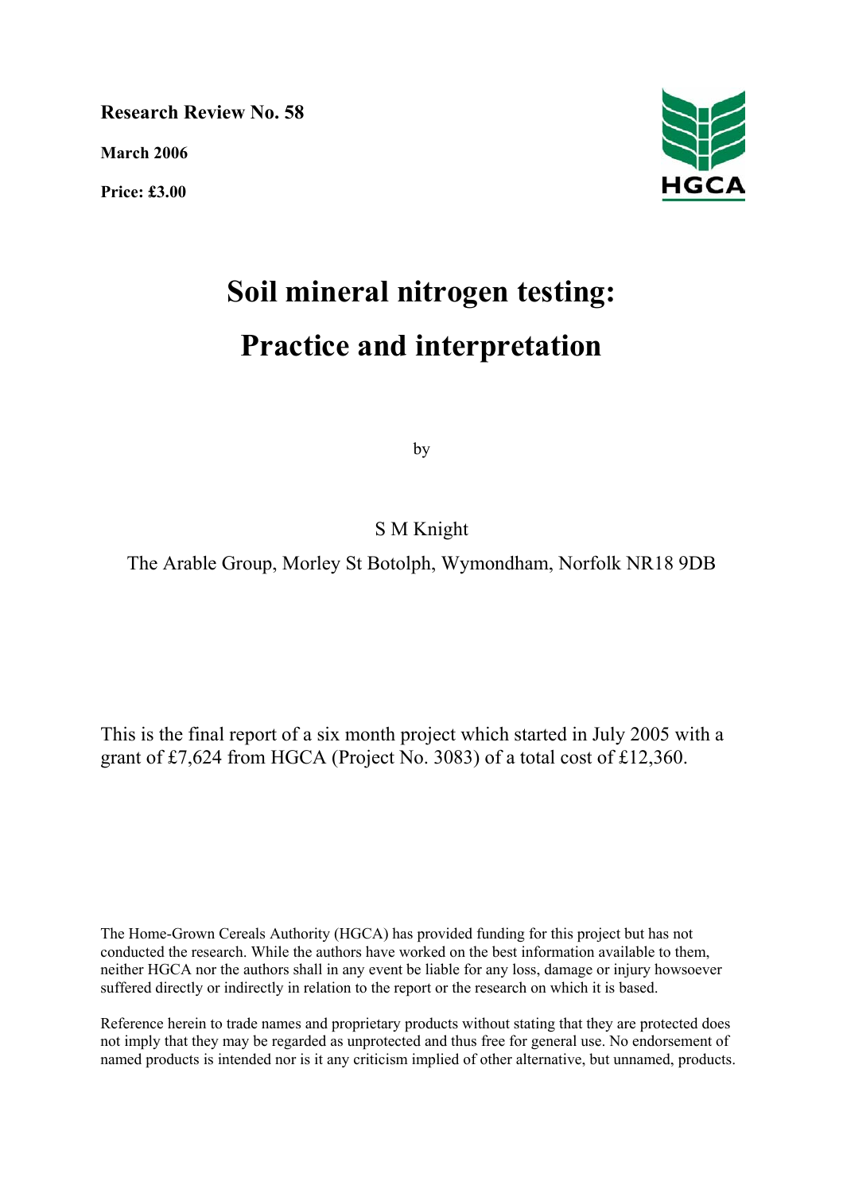**Research Review No. 58**

**March 2006**

**Price: £3.00**

HGCA

# Soil mineral nitrogen testing: Practice and interpretation

by

S M Knight

The Arable Group, Morley St Botolph, Wymondham, Norfolk NR18 9DB

This is the final report of a six month project which started in July 2005 with a grant of £7,624 from HGCA (Project No. 3083) of a total cost of £12,360.

The Home-Grown Cereals Authority (HGCA) has provided funding for this project but has not conducted the research. While the authors have worked on the best information available to them, neither HGCA nor the authors shall in any event be liable for any loss, damage or injury howsoever suffered directly or indirectly in relation to the report or the research on which it is based.

Reference herein to trade names and proprietary products without stating that they are protected does not imply that they may be regarded as unprotected and thus free for general use. No endorsement of named products is intended nor is it any criticism implied of other alternative, but unnamed, products.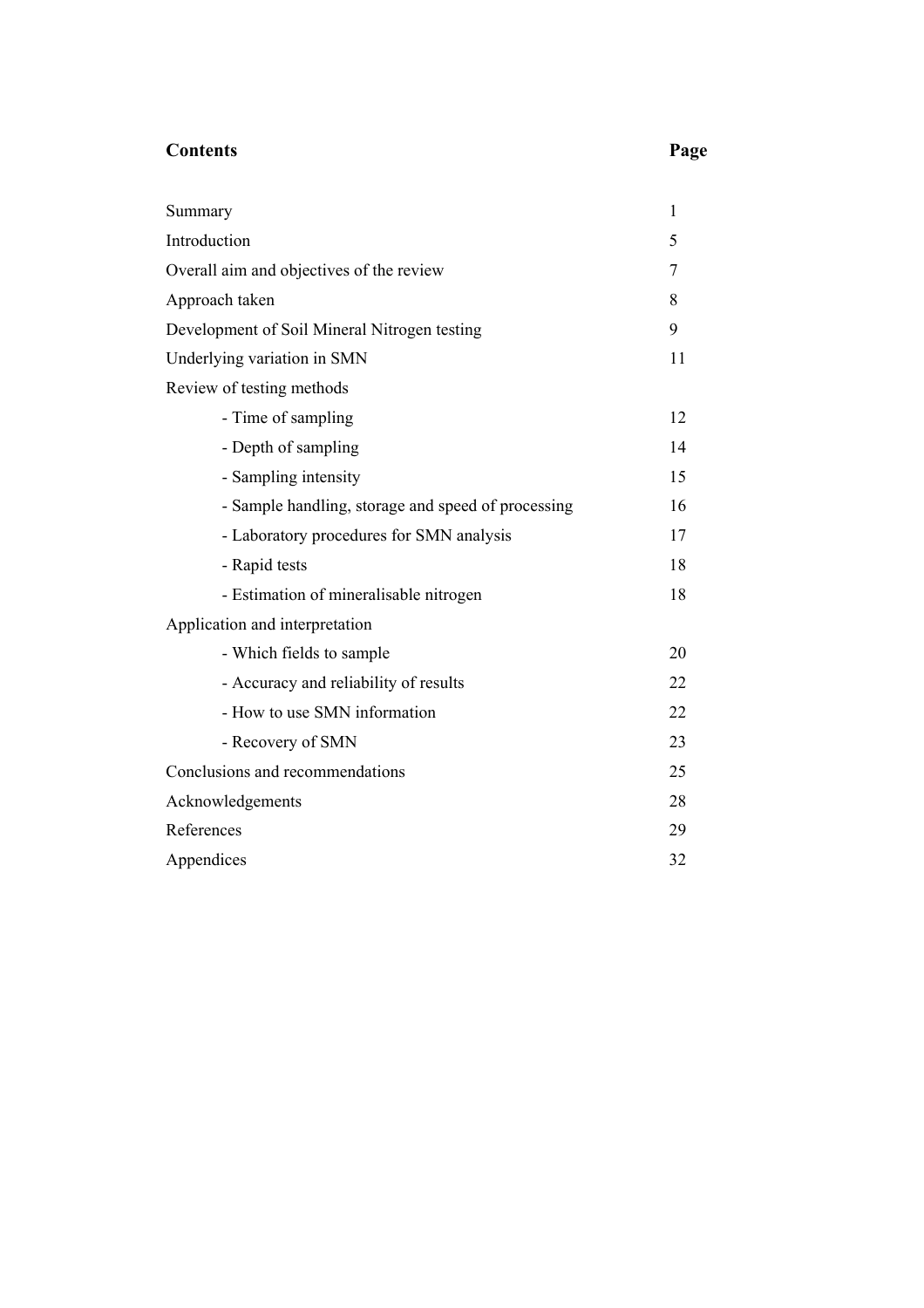# Contents

| Contents | Page |
|---|---|
| Summary | 1 |
| Introduction | 5 |
| Overall aim and objectives of the review | 7 |
| Approach taken | 8 |
| Development of Soil Mineral Nitrogen testing | 9 |
| Underlying variation in SMN | 11 |
| Review of testing methods | |
| - Time of sampling | 12 |
| - Depth of sampling | 14 |
| - Sampling intensity | 15 |
| - Sample handling, storage and speed of processing | 16 |
| - Laboratory procedures for SMN analysis | 17 |
| - Rapid tests | 18 |
| - Estimation of mineralisable nitrogen | 18 |
| Application and interpretation | |
| - Which fields to sample | 20 |
| - Accuracy and reliability of results | 22 |
| - How to use SMN information | 22 |
| - Recovery of SMN | 23 |
| Conclusions and recommendations | 25 |
| Acknowledgements | 28 |
| References | 29 |
| Appendices | 32 |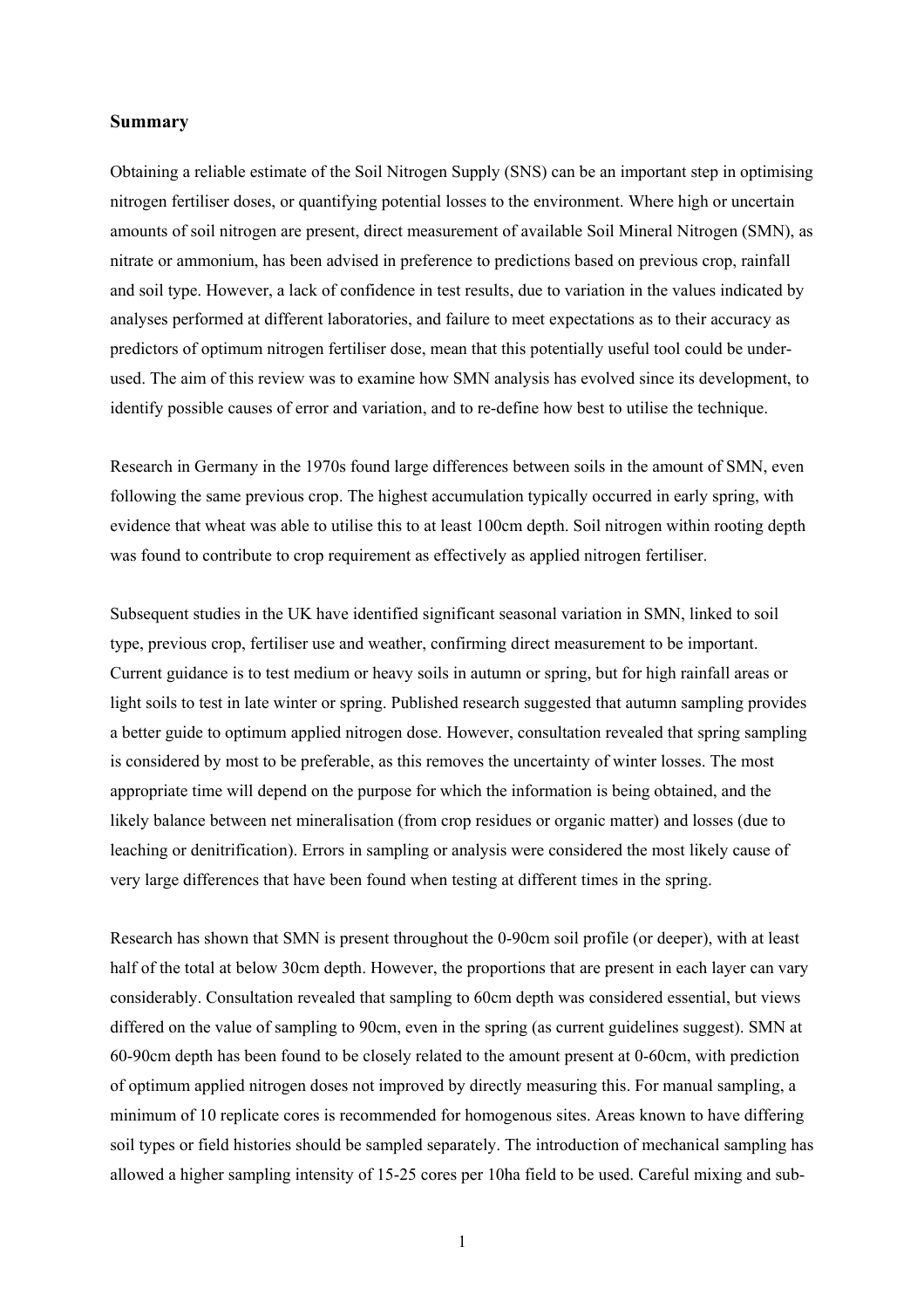## Summary

Obtaining a reliable estimate of the Soil Nitrogen Supply (SNS) can be an important step in optimising nitrogen fertiliser doses, or quantifying potential losses to the environment. Where high or uncertain amounts of soil nitrogen are present, direct measurement of available Soil Mineral Nitrogen (SMN), as nitrate or ammonium, has been advised in preference to predictions based on previous crop, rainfall and soil type. However, a lack of confidence in test results, due to variation in the values indicated by analyses performed at different laboratories, and failure to meet expectations as to their accuracy as predictors of optimum nitrogen fertiliser dose, mean that this potentially useful tool could be under-used. The aim of this review was to examine how SMN analysis has evolved since its development, to identify possible causes of error and variation, and to re-define how best to utilise the technique.

Research in Germany in the 1970s found large differences between soils in the amount of SMN, even following the same previous crop. The highest accumulation typically occurred in early spring, with evidence that wheat was able to utilise this to at least 100cm depth. Soil nitrogen within rooting depth was found to contribute to crop requirement as effectively as applied nitrogen fertiliser.

Subsequent studies in the UK have identified significant seasonal variation in SMN, linked to soil type, previous crop, fertiliser use and weather, confirming direct measurement to be important. Current guidance is to test medium or heavy soils in autumn or spring, but for high rainfall areas or light soils to test in late winter or spring. Published research suggested that autumn sampling provides a better guide to optimum applied nitrogen dose. However, consultation revealed that spring sampling is considered by most to be preferable, as this removes the uncertainty of winter losses. The most appropriate time will depend on the purpose for which the information is being obtained, and the likely balance between net mineralisation (from crop residues or organic matter) and losses (due to leaching or denitrification). Errors in sampling or analysis were considered the most likely cause of very large differences that have been found when testing at different times in the spring.

Research has shown that SMN is present throughout the 0-90cm soil profile (or deeper), with at least half of the total at below 30cm depth. However, the proportions that are present in each layer can vary considerably. Consultation revealed that sampling to 60cm depth was considered essential, but views differed on the value of sampling to 90cm, even in the spring (as current guidelines suggest). SMN at 60-90cm depth has been found to be closely related to the amount present at 0-60cm, with prediction of optimum applied nitrogen doses not improved by directly measuring this. For manual sampling, a minimum of 10 replicate cores is recommended for homogenous sites. Areas known to have differing soil types or field histories should be sampled separately. The introduction of mechanical sampling has allowed a higher sampling intensity of 15-25 cores per 10ha field to be used. Careful mixing and sub-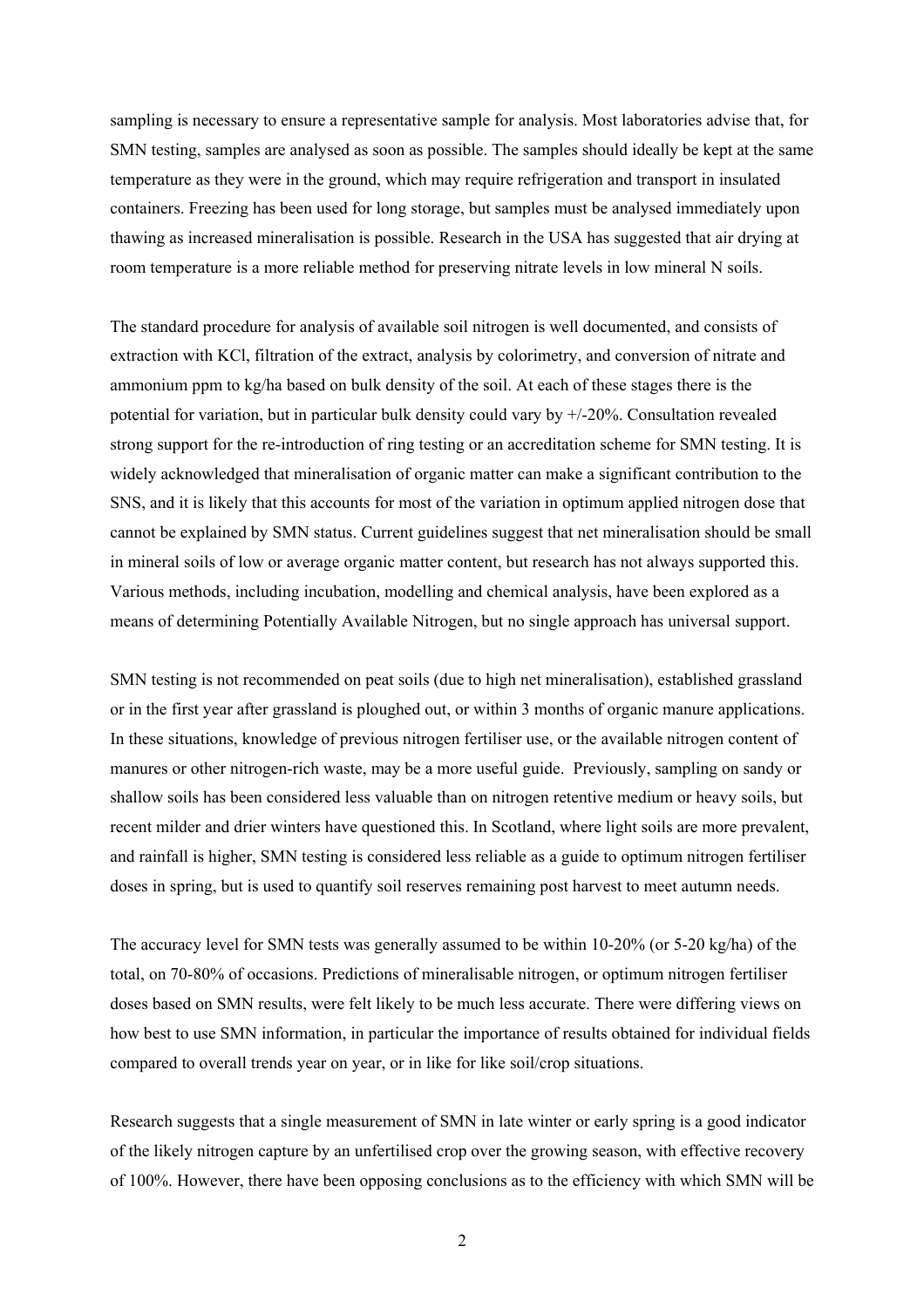sampling is necessary to ensure a representative sample for analysis. Most laboratories advise that, for SMN testing, samples are analysed as soon as possible. The samples should ideally be kept at the same temperature as they were in the ground, which may require refrigeration and transport in insulated containers. Freezing has been used for long storage, but samples must be analysed immediately upon thawing as increased mineralisation is possible. Research in the USA has suggested that air drying at room temperature is a more reliable method for preserving nitrate levels in low mineral N soils.

The standard procedure for analysis of available soil nitrogen is well documented, and consists of extraction with KCl, filtration of the extract, analysis by colorimetry, and conversion of nitrate and ammonium ppm to kg/ha based on bulk density of the soil. At each of these stages there is the potential for variation, but in particular bulk density could vary by +/-20%. Consultation revealed strong support for the re-introduction of ring testing or an accreditation scheme for SMN testing. It is widely acknowledged that mineralisation of organic matter can make a significant contribution to the SNS, and it is likely that this accounts for most of the variation in optimum applied nitrogen dose that cannot be explained by SMN status. Current guidelines suggest that net mineralisation should be small in mineral soils of low or average organic matter content, but research has not always supported this. Various methods, including incubation, modelling and chemical analysis, have been explored as a means of determining Potentially Available Nitrogen, but no single approach has universal support.

SMN testing is not recommended on peat soils (due to high net mineralisation), established grassland or in the first year after grassland is ploughed out, or within 3 months of organic manure applications. In these situations, knowledge of previous nitrogen fertiliser use, or the available nitrogen content of manures or other nitrogen-rich waste, may be a more useful guide. Previously, sampling on sandy or shallow soils has been considered less valuable than on nitrogen retentive medium or heavy soils, but recent milder and drier winters have questioned this. In Scotland, where light soils are more prevalent, and rainfall is higher, SMN testing is considered less reliable as a guide to optimum nitrogen fertiliser doses in spring, but is used to quantify soil reserves remaining post harvest to meet autumn needs.

The accuracy level for SMN tests was generally assumed to be within 10-20% (or 5-20 kg/ha) of the total, on 70-80% of occasions. Predictions of mineralisable nitrogen, or optimum nitrogen fertiliser doses based on SMN results, were felt likely to be much less accurate. There were differing views on how best to use SMN information, in particular the importance of results obtained for individual fields compared to overall trends year on year, or in like for like soil/crop situations.

Research suggests that a single measurement of SMN in late winter or early spring is a good indicator of the likely nitrogen capture by an unfertilised crop over the growing season, with effective recovery of 100%. However, there have been opposing conclusions as to the efficiency with which SMN will be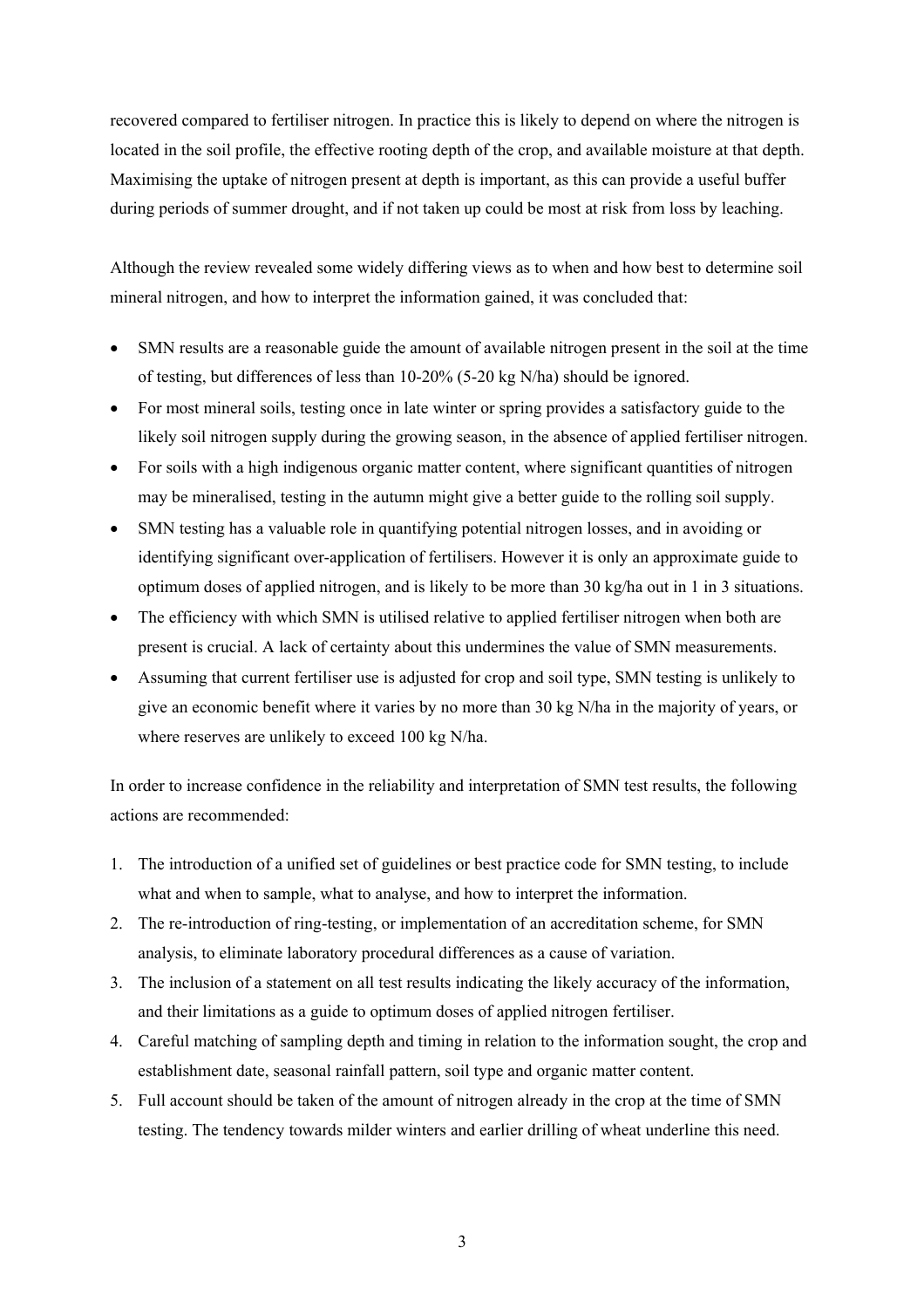recovered compared to fertiliser nitrogen. In practice this is likely to depend on where the nitrogen is located in the soil profile, the effective rooting depth of the crop, and available moisture at that depth. Maximising the uptake of nitrogen present at depth is important, as this can provide a useful buffer during periods of summer drought, and if not taken up could be most at risk from loss by leaching.

Although the review revealed some widely differing views as to when and how best to determine soil mineral nitrogen, and how to interpret the information gained, it was concluded that:

- SMN results are a reasonable guide the amount of available nitrogen present in the soil at the time of testing, but differences of less than 10-20% (5-20 kg N/ha) should be ignored.
- For most mineral soils, testing once in late winter or spring provides a satisfactory guide to the likely soil nitrogen supply during the growing season, in the absence of applied fertiliser nitrogen.
- For soils with a high indigenous organic matter content, where significant quantities of nitrogen may be mineralised, testing in the autumn might give a better guide to the rolling soil supply.
- SMN testing has a valuable role in quantifying potential nitrogen losses, and in avoiding or identifying significant over-application of fertilisers. However it is only an approximate guide to optimum doses of applied nitrogen, and is likely to be more than 30 kg/ha out in 1 in 3 situations.
- The efficiency with which SMN is utilised relative to applied fertiliser nitrogen when both are present is crucial. A lack of certainty about this undermines the value of SMN measurements.
- Assuming that current fertiliser use is adjusted for crop and soil type, SMN testing is unlikely to give an economic benefit where it varies by no more than 30 kg N/ha in the majority of years, or where reserves are unlikely to exceed 100 kg N/ha.

In order to increase confidence in the reliability and interpretation of SMN test results, the following actions are recommended:

1. The introduction of a unified set of guidelines or best practice code for SMN testing, to include what and when to sample, what to analyse, and how to interpret the information.
2. The re-introduction of ring-testing, or implementation of an accreditation scheme, for SMN analysis, to eliminate laboratory procedural differences as a cause of variation.
3. The inclusion of a statement on all test results indicating the likely accuracy of the information, and their limitations as a guide to optimum doses of applied nitrogen fertiliser.
4. Careful matching of sampling depth and timing in relation to the information sought, the crop and establishment date, seasonal rainfall pattern, soil type and organic matter content.
5. Full account should be taken of the amount of nitrogen already in the crop at the time of SMN testing. The tendency towards milder winters and earlier drilling of wheat underline this need.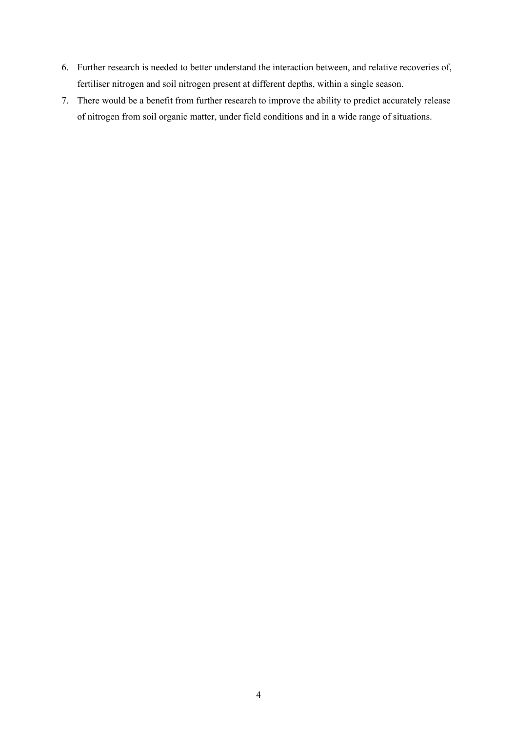6. Further research is needed to better understand the interaction between, and relative recoveries of, fertiliser nitrogen and soil nitrogen present at different depths, within a single season.
7. There would be a benefit from further research to improve the ability to predict accurately release of nitrogen from soil organic matter, under field conditions and in a wide range of situations.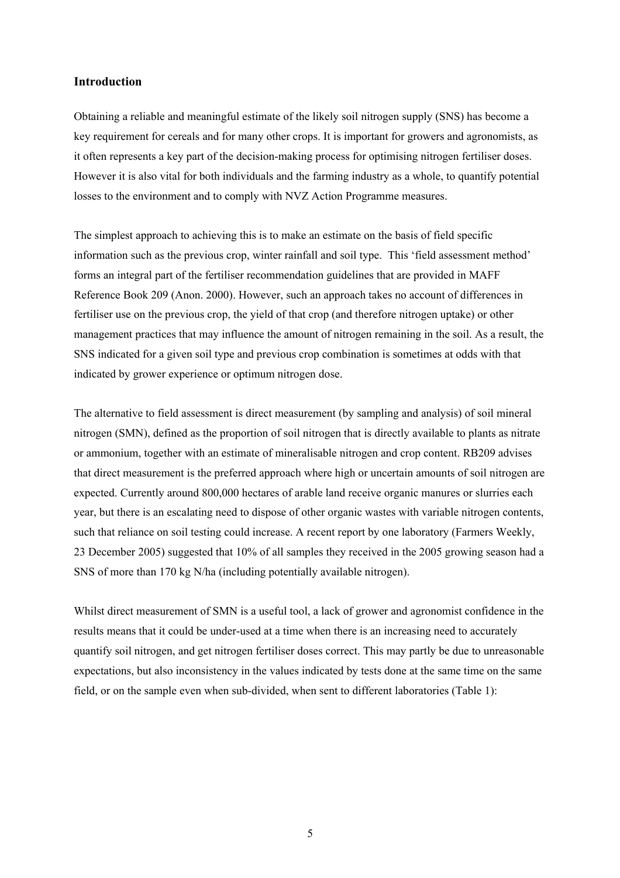## Introduction

Obtaining a reliable and meaningful estimate of the likely soil nitrogen supply (SNS) has become a key requirement for cereals and for many other crops. It is important for growers and agronomists, as it often represents a key part of the decision-making process for optimising nitrogen fertiliser doses. However it is also vital for both individuals and the farming industry as a whole, to quantify potential losses to the environment and to comply with NVZ Action Programme measures.

The simplest approach to achieving this is to make an estimate on the basis of field specific information such as the previous crop, winter rainfall and soil type. This 'field assessment method' forms an integral part of the fertiliser recommendation guidelines that are provided in MAFF Reference Book 209 (Anon. 2000). However, such an approach takes no account of differences in fertiliser use on the previous crop, the yield of that crop (and therefore nitrogen uptake) or other management practices that may influence the amount of nitrogen remaining in the soil. As a result, the SNS indicated for a given soil type and previous crop combination is sometimes at odds with that indicated by grower experience or optimum nitrogen dose.

The alternative to field assessment is direct measurement (by sampling and analysis) of soil mineral nitrogen (SMN), defined as the proportion of soil nitrogen that is directly available to plants as nitrate or ammonium, together with an estimate of mineralisable nitrogen and crop content. RB209 advises that direct measurement is the preferred approach where high or uncertain amounts of soil nitrogen are expected. Currently around 800,000 hectares of arable land receive organic manures or slurries each year, but there is an escalating need to dispose of other organic wastes with variable nitrogen contents, such that reliance on soil testing could increase. A recent report by one laboratory (Farmers Weekly, 23 December 2005) suggested that 10% of all samples they received in the 2005 growing season had a SNS of more than 170 kg N/ha (including potentially available nitrogen).

Whilst direct measurement of SMN is a useful tool, a lack of grower and agronomist confidence in the results means that it could be under-used at a time when there is an increasing need to accurately quantify soil nitrogen, and get nitrogen fertiliser doses correct. This may partly be due to unreasonable expectations, but also inconsistency in the values indicated by tests done at the same time on the same field, or on the sample even when sub-divided, when sent to different laboratories (Table 1):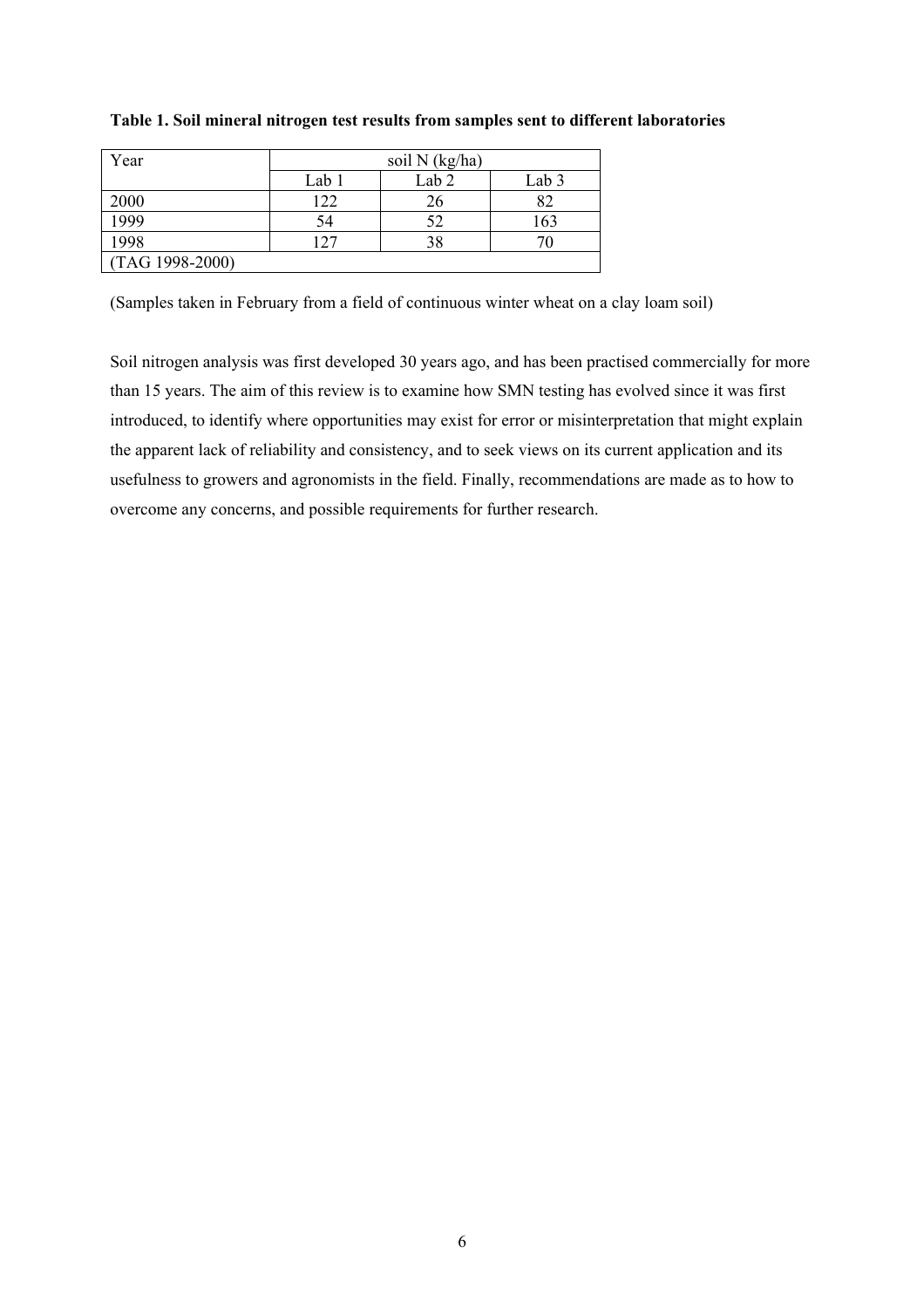**Table 1. Soil mineral nitrogen test results from samples sent to different laboratories**

| Year | soil N (kg/ha) | | |
|---|---|---|---|
| | Lab 1 | Lab 2 | Lab 3 |
| 2000 | 122 | 26 | 82 |
| 1999 | 54 | 52 | 163 |
| 1998 | 127 | 38 | 70 |
| (TAG 1998-2000) | | | |

(Samples taken in February from a field of continuous winter wheat on a clay loam soil)

Soil nitrogen analysis was first developed 30 years ago, and has been practised commercially for more than 15 years. The aim of this review is to examine how SMN testing has evolved since it was first introduced, to identify where opportunities may exist for error or misinterpretation that might explain the apparent lack of reliability and consistency, and to seek views on its current application and its usefulness to growers and agronomists in the field. Finally, recommendations are made as to how to overcome any concerns, and possible requirements for further research.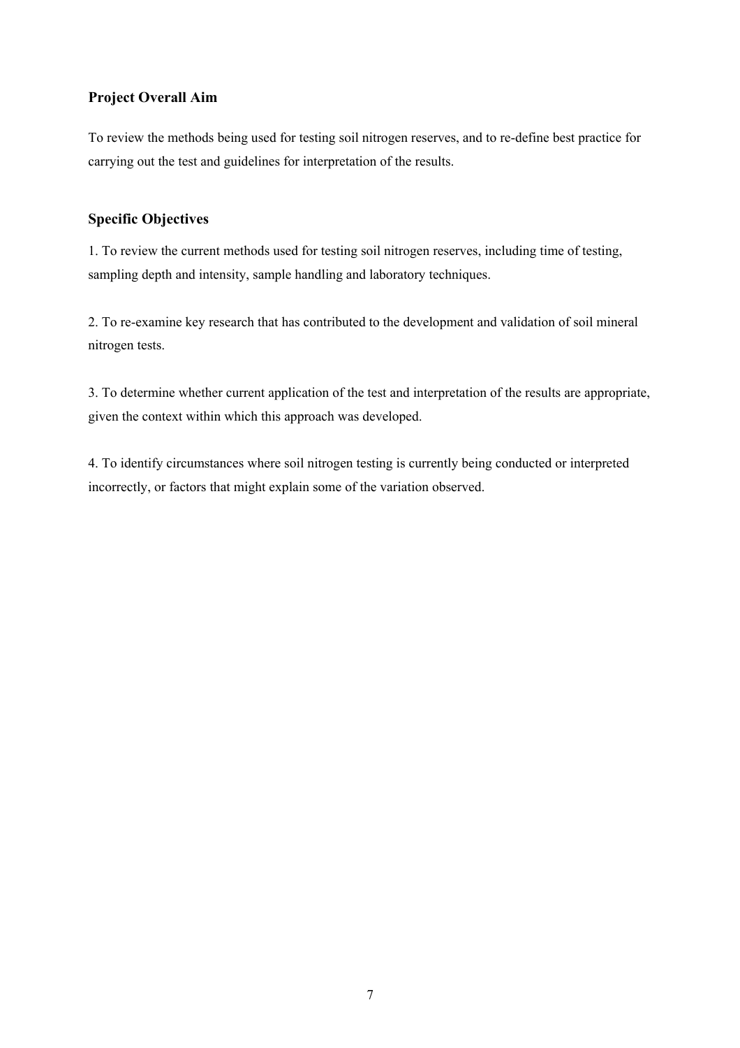## Project Overall Aim

To review the methods being used for testing soil nitrogen reserves, and to re-define best practice for carrying out the test and guidelines for interpretation of the results.

## Specific Objectives

1. To review the current methods used for testing soil nitrogen reserves, including time of testing, sampling depth and intensity, sample handling and laboratory techniques.

2. To re-examine key research that has contributed to the development and validation of soil mineral nitrogen tests.

3. To determine whether current application of the test and interpretation of the results are appropriate, given the context within which this approach was developed.

4. To identify circumstances where soil nitrogen testing is currently being conducted or interpreted incorrectly, or factors that might explain some of the variation observed.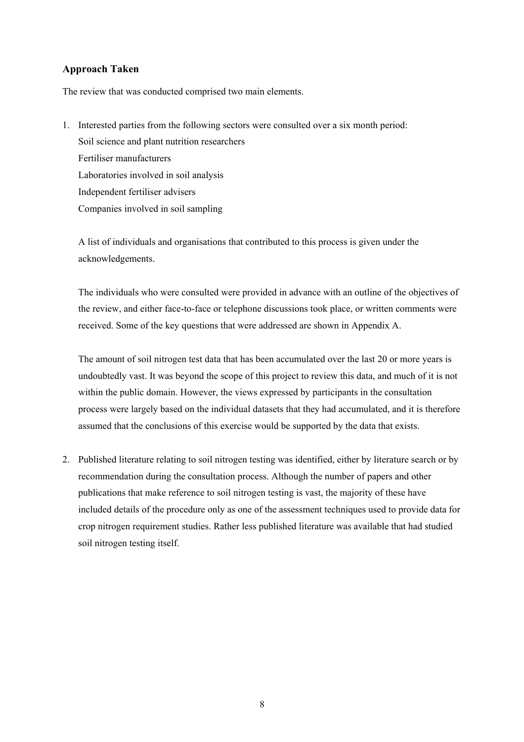## Approach Taken

The review that was conducted comprised two main elements.

1. Interested parties from the following sectors were consulted over a six month period:
   Soil science and plant nutrition researchers
   Fertiliser manufacturers
   Laboratories involved in soil analysis
   Independent fertiliser advisers
   Companies involved in soil sampling

   A list of individuals and organisations that contributed to this process is given under the acknowledgements.

   The individuals who were consulted were provided in advance with an outline of the objectives of the review, and either face-to-face or telephone discussions took place, or written comments were received. Some of the key questions that were addressed are shown in Appendix A.

   The amount of soil nitrogen test data that has been accumulated over the last 20 or more years is undoubtedly vast. It was beyond the scope of this project to review this data, and much of it is not within the public domain. However, the views expressed by participants in the consultation process were largely based on the individual datasets that they had accumulated, and it is therefore assumed that the conclusions of this exercise would be supported by the data that exists.

2. Published literature relating to soil nitrogen testing was identified, either by literature search or by recommendation during the consultation process. Although the number of papers and other publications that make reference to soil nitrogen testing is vast, the majority of these have included details of the procedure only as one of the assessment techniques used to provide data for crop nitrogen requirement studies. Rather less published literature was available that had studied soil nitrogen testing itself.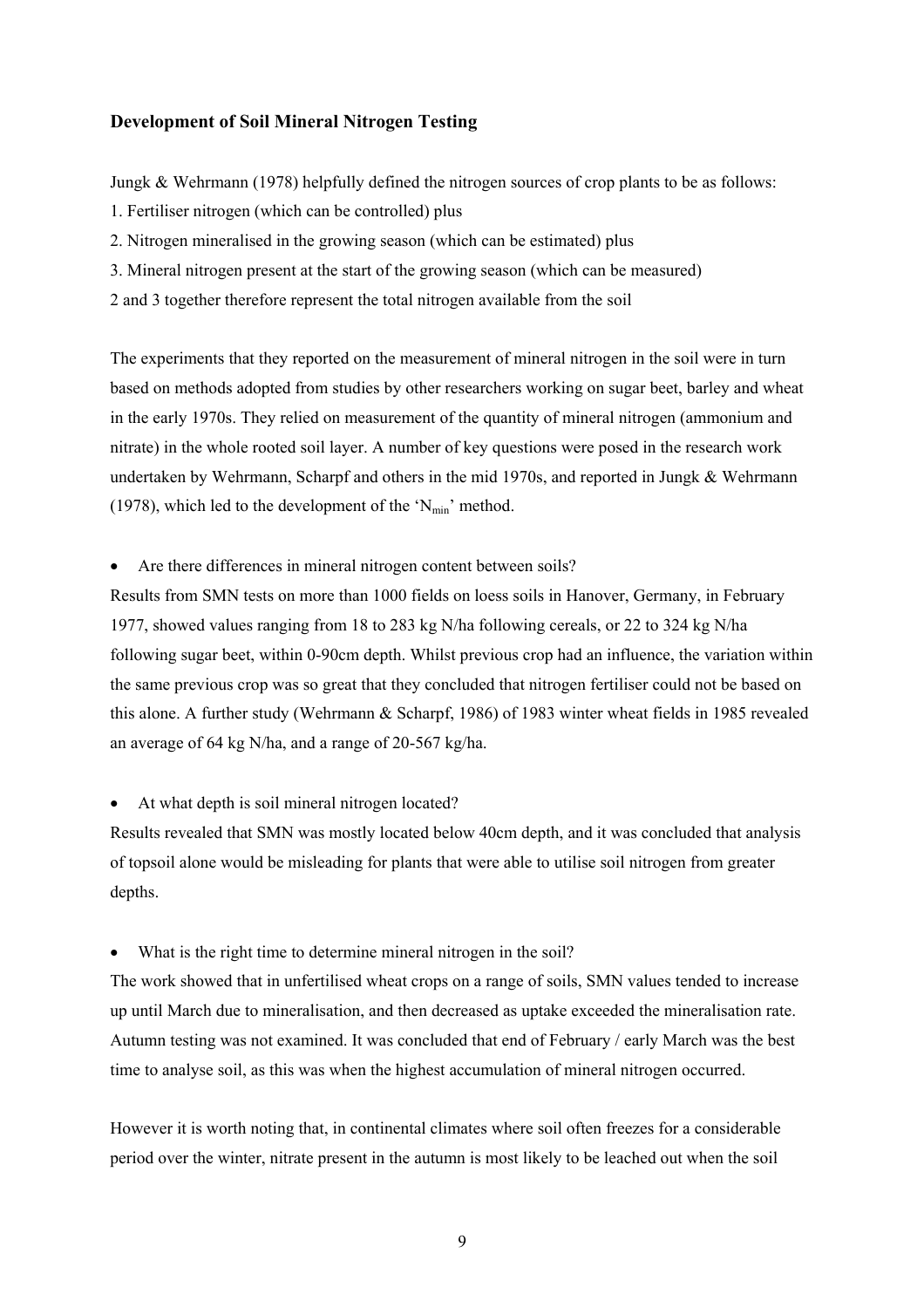## Development of Soil Mineral Nitrogen Testing

Jungk & Wehrmann (1978) helpfully defined the nitrogen sources of crop plants to be as follows:

1. Fertiliser nitrogen (which can be controlled) plus
2. Nitrogen mineralised in the growing season (which can be estimated) plus
3. Mineral nitrogen present at the start of the growing season (which can be measured)

2 and 3 together therefore represent the total nitrogen available from the soil

The experiments that they reported on the measurement of mineral nitrogen in the soil were in turn based on methods adopted from studies by other researchers working on sugar beet, barley and wheat in the early 1970s. They relied on measurement of the quantity of mineral nitrogen (ammonium and nitrate) in the whole rooted soil layer. A number of key questions were posed in the research work undertaken by Wehrmann, Scharpf and others in the mid 1970s, and reported in Jungk & Wehrmann (1978), which led to the development of the '$N_{min}$' method.

- Are there differences in mineral nitrogen content between soils?

Results from SMN tests on more than 1000 fields on loess soils in Hanover, Germany, in February 1977, showed values ranging from 18 to 283 kg N/ha following cereals, or 22 to 324 kg N/ha following sugar beet, within 0-90cm depth. Whilst previous crop had an influence, the variation within the same previous crop was so great that they concluded that nitrogen fertiliser could not be based on this alone. A further study (Wehrmann & Scharpf, 1986) of 1983 winter wheat fields in 1985 revealed an average of 64 kg N/ha, and a range of 20-567 kg/ha.

- At what depth is soil mineral nitrogen located?

Results revealed that SMN was mostly located below 40cm depth, and it was concluded that analysis of topsoil alone would be misleading for plants that were able to utilise soil nitrogen from greater depths.

- What is the right time to determine mineral nitrogen in the soil?

The work showed that in unfertilised wheat crops on a range of soils, SMN values tended to increase up until March due to mineralisation, and then decreased as uptake exceeded the mineralisation rate. Autumn testing was not examined. It was concluded that end of February / early March was the best time to analyse soil, as this was when the highest accumulation of mineral nitrogen occurred.

However it is worth noting that, in continental climates where soil often freezes for a considerable period over the winter, nitrate present in the autumn is most likely to be leached out when the soil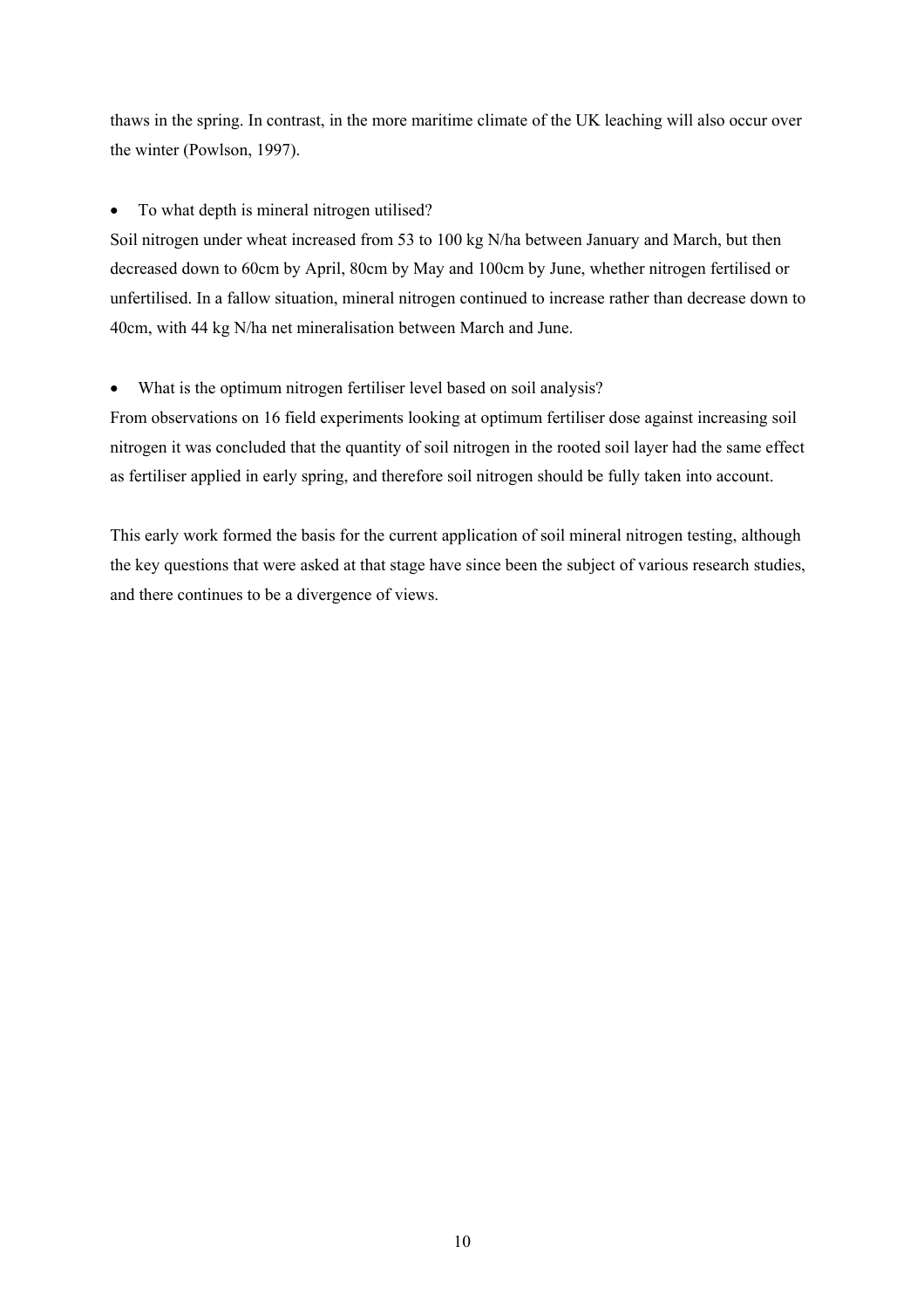thaws in the spring. In contrast, in the more maritime climate of the UK leaching will also occur over the winter (Powlson, 1997).

- To what depth is mineral nitrogen utilised?

Soil nitrogen under wheat increased from 53 to 100 kg N/ha between January and March, but then decreased down to 60cm by April, 80cm by May and 100cm by June, whether nitrogen fertilised or unfertilised. In a fallow situation, mineral nitrogen continued to increase rather than decrease down to 40cm, with 44 kg N/ha net mineralisation between March and June.

- What is the optimum nitrogen fertiliser level based on soil analysis?

From observations on 16 field experiments looking at optimum fertiliser dose against increasing soil nitrogen it was concluded that the quantity of soil nitrogen in the rooted soil layer had the same effect as fertiliser applied in early spring, and therefore soil nitrogen should be fully taken into account.

This early work formed the basis for the current application of soil mineral nitrogen testing, although the key questions that were asked at that stage have since been the subject of various research studies, and there continues to be a divergence of views.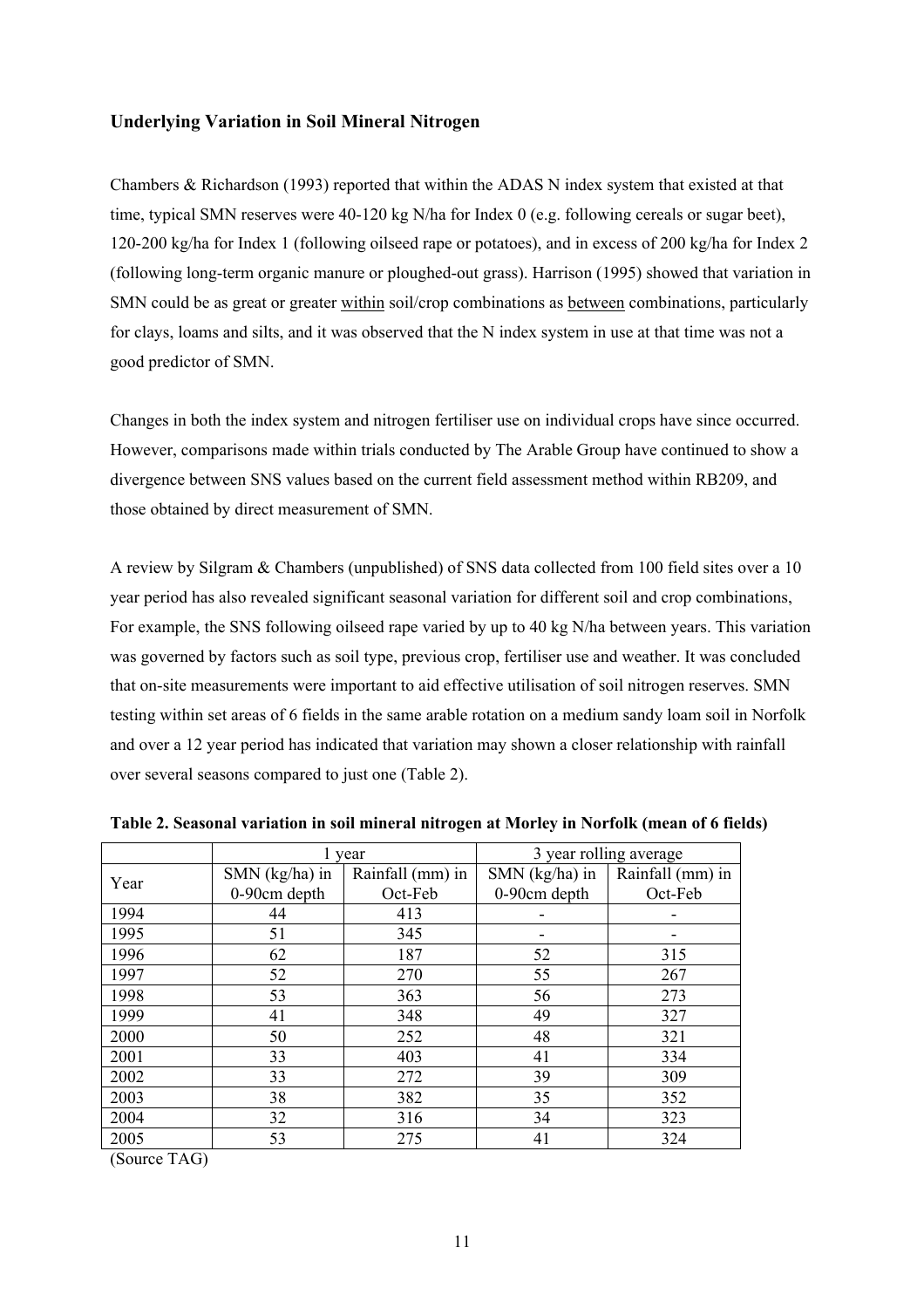### Underlying Variation in Soil Mineral Nitrogen

Chambers & Richardson (1993) reported that within the ADAS N index system that existed at that time, typical SMN reserves were 40-120 kg N/ha for Index 0 (e.g. following cereals or sugar beet), 120-200 kg/ha for Index 1 (following oilseed rape or potatoes), and in excess of 200 kg/ha for Index 2 (following long-term organic manure or ploughed-out grass). Harrison (1995) showed that variation in SMN could be as great or greater within soil/crop combinations as between combinations, particularly for clays, loams and silts, and it was observed that the N index system in use at that time was not a good predictor of SMN.

Changes in both the index system and nitrogen fertiliser use on individual crops have since occurred. However, comparisons made within trials conducted by The Arable Group have continued to show a divergence between SNS values based on the current field assessment method within RB209, and those obtained by direct measurement of SMN.

A review by Silgram & Chambers (unpublished) of SNS data collected from 100 field sites over a 10 year period has also revealed significant seasonal variation for different soil and crop combinations, For example, the SNS following oilseed rape varied by up to 40 kg N/ha between years. This variation was governed by factors such as soil type, previous crop, fertiliser use and weather. It was concluded that on-site measurements were important to aid effective utilisation of soil nitrogen reserves. SMN testing within set areas of 6 fields in the same arable rotation on a medium sandy loam soil in Norfolk and over a 12 year period has indicated that variation may shown a closer relationship with rainfall over several seasons compared to just one (Table 2).

**Table 2. Seasonal variation in soil mineral nitrogen at Morley in Norfolk (mean of 6 fields)**

| | 1 year | | 3 year rolling average | |
|---|---|---|---|---|
| Year | SMN (kg/ha) in 0-90cm depth | Rainfall (mm) in Oct-Feb | SMN (kg/ha) in 0-90cm depth | Rainfall (mm) in Oct-Feb |
| 1994 | 44 | 413 | - | - |
| 1995 | 51 | 345 | - | - |
| 1996 | 62 | 187 | 52 | 315 |
| 1997 | 52 | 270 | 55 | 267 |
| 1998 | 53 | 363 | 56 | 273 |
| 1999 | 41 | 348 | 49 | 327 |
| 2000 | 50 | 252 | 48 | 321 |
| 2001 | 33 | 403 | 41 | 334 |
| 2002 | 33 | 272 | 39 | 309 |
| 2003 | 38 | 382 | 35 | 352 |
| 2004 | 32 | 316 | 34 | 323 |
| 2005 | 53 | 275 | 41 | 324 |

(Source TAG)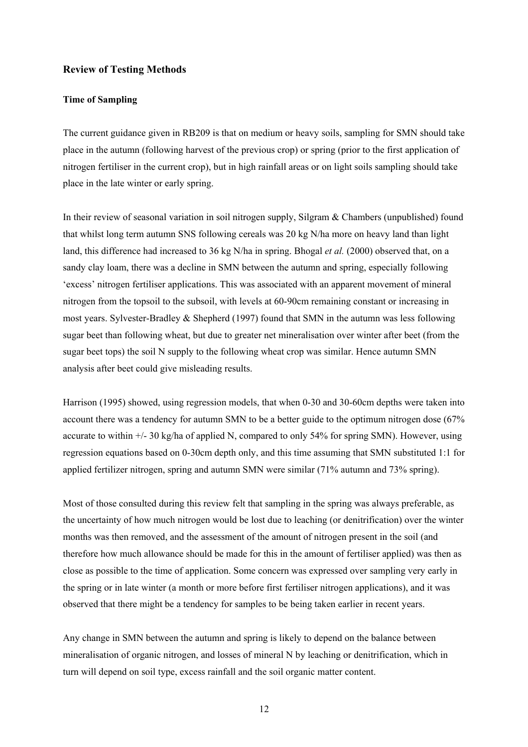## Review of Testing Methods

### Time of Sampling

The current guidance given in RB209 is that on medium or heavy soils, sampling for SMN should take place in the autumn (following harvest of the previous crop) or spring (prior to the first application of nitrogen fertiliser in the current crop), but in high rainfall areas or on light soils sampling should take place in the late winter or early spring.

In their review of seasonal variation in soil nitrogen supply, Silgram & Chambers (unpublished) found that whilst long term autumn SNS following cereals was 20 kg N/ha more on heavy land than light land, this difference had increased to 36 kg N/ha in spring. Bhogal *et al.* (2000) observed that, on a sandy clay loam, there was a decline in SMN between the autumn and spring, especially following 'excess' nitrogen fertiliser applications. This was associated with an apparent movement of mineral nitrogen from the topsoil to the subsoil, with levels at 60-90cm remaining constant or increasing in most years. Sylvester-Bradley & Shepherd (1997) found that SMN in the autumn was less following sugar beet than following wheat, but due to greater net mineralisation over winter after beet (from the sugar beet tops) the soil N supply to the following wheat crop was similar. Hence autumn SMN analysis after beet could give misleading results.

Harrison (1995) showed, using regression models, that when 0-30 and 30-60cm depths were taken into account there was a tendency for autumn SMN to be a better guide to the optimum nitrogen dose (67% accurate to within +/- 30 kg/ha of applied N, compared to only 54% for spring SMN). However, using regression equations based on 0-30cm depth only, and this time assuming that SMN substituted 1:1 for applied fertilizer nitrogen, spring and autumn SMN were similar (71% autumn and 73% spring).

Most of those consulted during this review felt that sampling in the spring was always preferable, as the uncertainty of how much nitrogen would be lost due to leaching (or denitrification) over the winter months was then removed, and the assessment of the amount of nitrogen present in the soil (and therefore how much allowance should be made for this in the amount of fertiliser applied) was then as close as possible to the time of application. Some concern was expressed over sampling very early in the spring or in late winter (a month or more before first fertiliser nitrogen applications), and it was observed that there might be a tendency for samples to be being taken earlier in recent years.

Any change in SMN between the autumn and spring is likely to depend on the balance between mineralisation of organic nitrogen, and losses of mineral N by leaching or denitrification, which in turn will depend on soil type, excess rainfall and the soil organic matter content.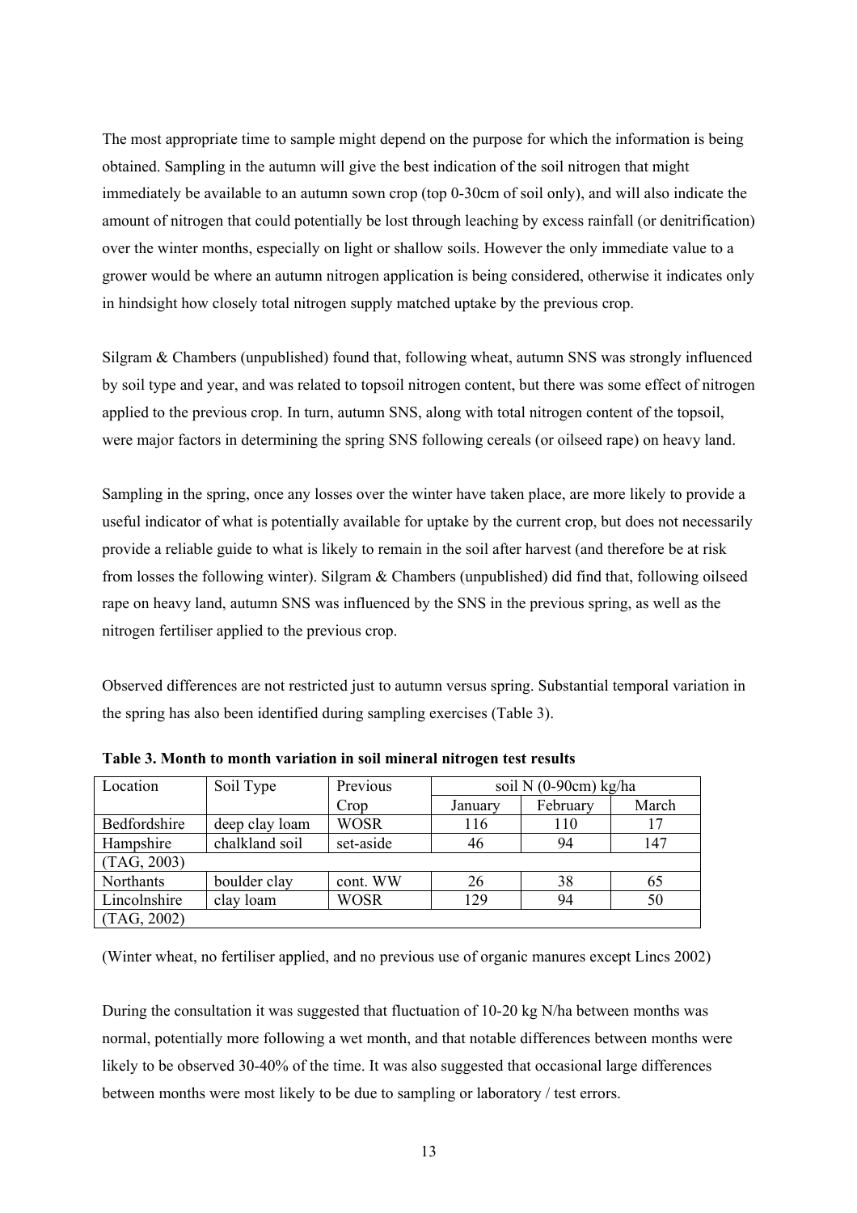The most appropriate time to sample might depend on the purpose for which the information is being obtained. Sampling in the autumn will give the best indication of the soil nitrogen that might immediately be available to an autumn sown crop (top 0-30cm of soil only), and will also indicate the amount of nitrogen that could potentially be lost through leaching by excess rainfall (or denitrification) over the winter months, especially on light or shallow soils. However the only immediate value to a grower would be where an autumn nitrogen application is being considered, otherwise it indicates only in hindsight how closely total nitrogen supply matched uptake by the previous crop.

Silgram & Chambers (unpublished) found that, following wheat, autumn SNS was strongly influenced by soil type and year, and was related to topsoil nitrogen content, but there was some effect of nitrogen applied to the previous crop. In turn, autumn SNS, along with total nitrogen content of the topsoil, were major factors in determining the spring SNS following cereals (or oilseed rape) on heavy land.

Sampling in the spring, once any losses over the winter have taken place, are more likely to provide a useful indicator of what is potentially available for uptake by the current crop, but does not necessarily provide a reliable guide to what is likely to remain in the soil after harvest (and therefore be at risk from losses the following winter). Silgram & Chambers (unpublished) did find that, following oilseed rape on heavy land, autumn SNS was influenced by the SNS in the previous spring, as well as the nitrogen fertiliser applied to the previous crop.

Observed differences are not restricted just to autumn versus spring. Substantial temporal variation in the spring has also been identified during sampling exercises (Table 3).

**Table 3. Month to month variation in soil mineral nitrogen test results**

| Location | Soil Type | Previous Crop | soil N (0-90cm) kg/ha | | |
|---|---|---|---|---|---|
| | | | January | February | March |
| Bedfordshire | deep clay loam | WOSR | 116 | 110 | 17 |
| Hampshire | chalkland soil | set-aside | 46 | 94 | 147 |
| (TAG, 2003) | | | | | |
| Northants | boulder clay | cont. WW | 26 | 38 | 65 |
| Lincolnshire | clay loam | WOSR | 129 | 94 | 50 |
| (TAG, 2002) | | | | | |

(Winter wheat, no fertiliser applied, and no previous use of organic manures except Lincs 2002)

During the consultation it was suggested that fluctuation of 10-20 kg N/ha between months was normal, potentially more following a wet month, and that notable differences between months were likely to be observed 30-40% of the time. It was also suggested that occasional large differences between months were most likely to be due to sampling or laboratory / test errors.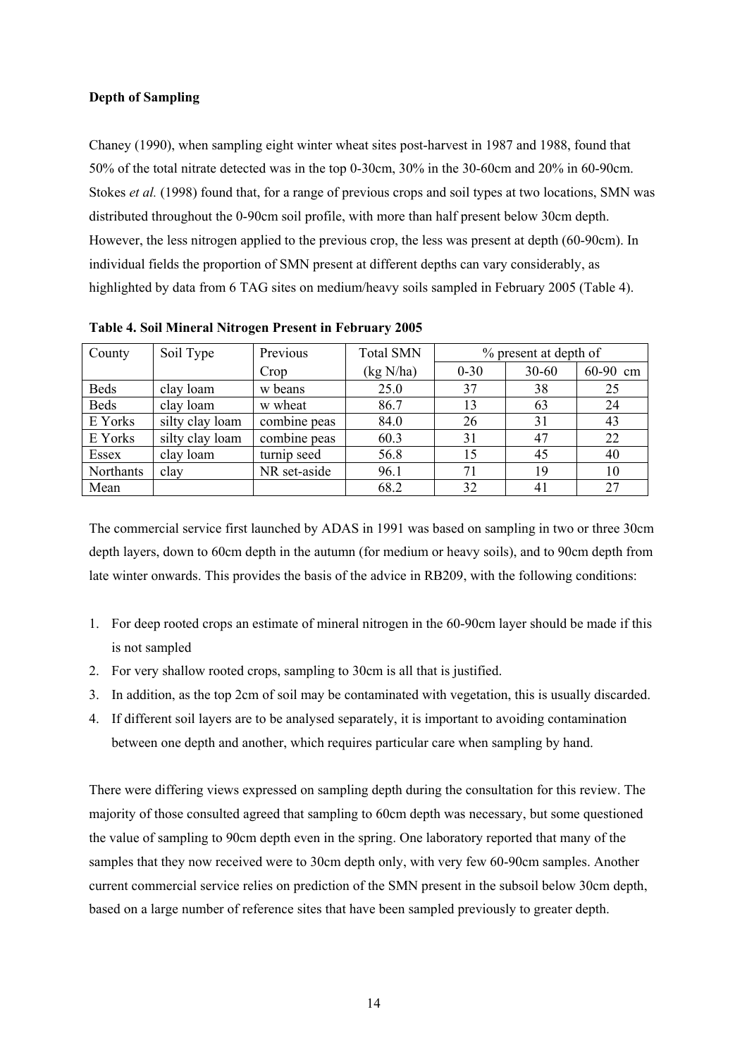**Depth of Sampling**

Chaney (1990), when sampling eight winter wheat sites post-harvest in 1987 and 1988, found that 50% of the total nitrate detected was in the top 0-30cm, 30% in the 30-60cm and 20% in 60-90cm. Stokes *et al.* (1998) found that, for a range of previous crops and soil types at two locations, SMN was distributed throughout the 0-90cm soil profile, with more than half present below 30cm depth. However, the less nitrogen applied to the previous crop, the less was present at depth (60-90cm). In individual fields the proportion of SMN present at different depths can vary considerably, as highlighted by data from 6 TAG sites on medium/heavy soils sampled in February 2005 (Table 4).

**Table 4. Soil Mineral Nitrogen Present in February 2005**

| County | Soil Type | Previous Crop | Total SMN (kg N/ha) | % present at depth of | | |
|---|---|---|---|---|---|---|
| | | | | 0-30 | 30-60 | 60-90 cm |
| Beds | clay loam | w beans | 25.0 | 37 | 38 | 25 |
| Beds | clay loam | w wheat | 86.7 | 13 | 63 | 24 |
| E Yorks | silty clay loam | combine peas | 84.0 | 26 | 31 | 43 |
| E Yorks | silty clay loam | combine peas | 60.3 | 31 | 47 | 22 |
| Essex | clay loam | turnip seed | 56.8 | 15 | 45 | 40 |
| Northants | clay | NR set-aside | 96.1 | 71 | 19 | 10 |
| Mean | | | 68.2 | 32 | 41 | 27 |

The commercial service first launched by ADAS in 1991 was based on sampling in two or three 30cm depth layers, down to 60cm depth in the autumn (for medium or heavy soils), and to 90cm depth from late winter onwards. This provides the basis of the advice in RB209, with the following conditions:

1. For deep rooted crops an estimate of mineral nitrogen in the 60-90cm layer should be made if this is not sampled
2. For very shallow rooted crops, sampling to 30cm is all that is justified.
3. In addition, as the top 2cm of soil may be contaminated with vegetation, this is usually discarded.
4. If different soil layers are to be analysed separately, it is important to avoiding contamination between one depth and another, which requires particular care when sampling by hand.

There were differing views expressed on sampling depth during the consultation for this review. The majority of those consulted agreed that sampling to 60cm depth was necessary, but some questioned the value of sampling to 90cm depth even in the spring. One laboratory reported that many of the samples that they now received were to 30cm depth only, with very few 60-90cm samples. Another current commercial service relies on prediction of the SMN present in the subsoil below 30cm depth, based on a large number of reference sites that have been sampled previously to greater depth.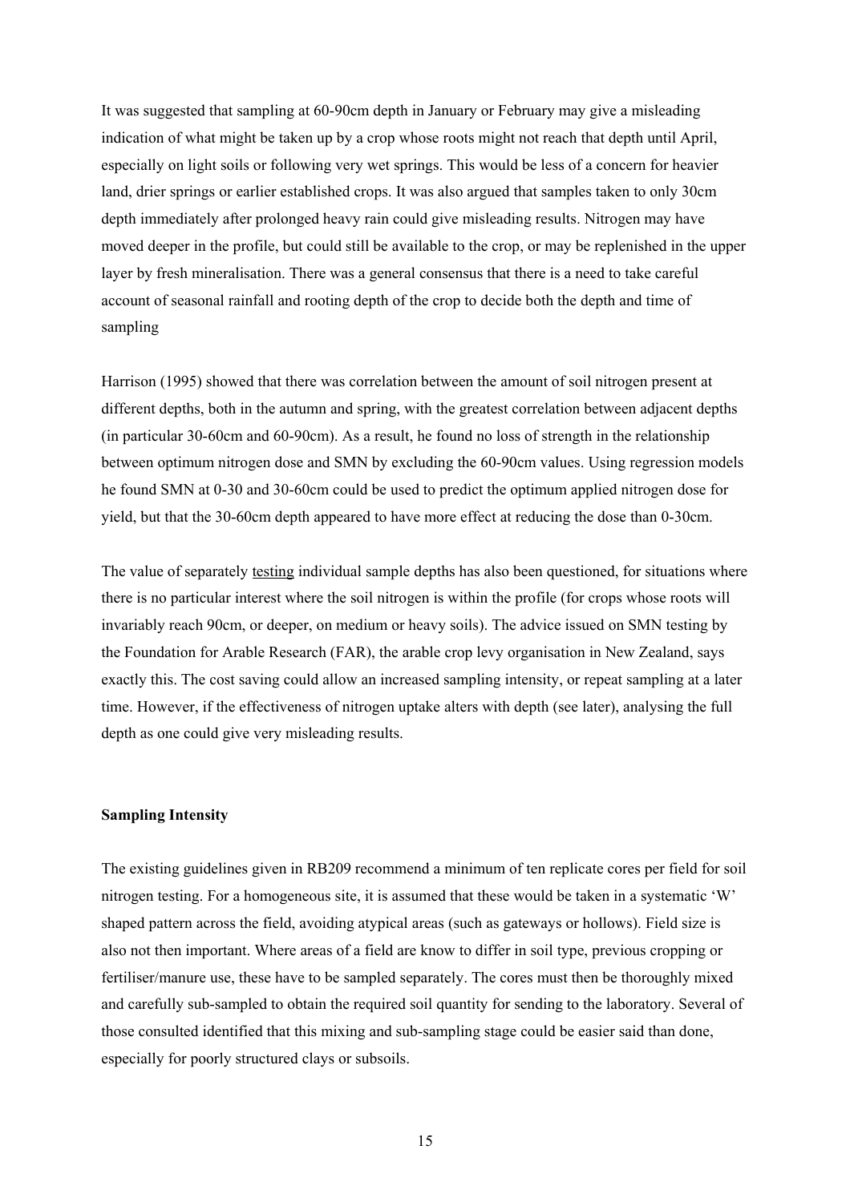It was suggested that sampling at 60-90cm depth in January or February may give a misleading indication of what might be taken up by a crop whose roots might not reach that depth until April, especially on light soils or following very wet springs. This would be less of a concern for heavier land, drier springs or earlier established crops. It was also argued that samples taken to only 30cm depth immediately after prolonged heavy rain could give misleading results. Nitrogen may have moved deeper in the profile, but could still be available to the crop, or may be replenished in the upper layer by fresh mineralisation. There was a general consensus that there is a need to take careful account of seasonal rainfall and rooting depth of the crop to decide both the depth and time of sampling

Harrison (1995) showed that there was correlation between the amount of soil nitrogen present at different depths, both in the autumn and spring, with the greatest correlation between adjacent depths (in particular 30-60cm and 60-90cm). As a result, he found no loss of strength in the relationship between optimum nitrogen dose and SMN by excluding the 60-90cm values. Using regression models he found SMN at 0-30 and 30-60cm could be used to predict the optimum applied nitrogen dose for yield, but that the 30-60cm depth appeared to have more effect at reducing the dose than 0-30cm.

The value of separately testing individual sample depths has also been questioned, for situations where there is no particular interest where the soil nitrogen is within the profile (for crops whose roots will invariably reach 90cm, or deeper, on medium or heavy soils). The advice issued on SMN testing by the Foundation for Arable Research (FAR), the arable crop levy organisation in New Zealand, says exactly this. The cost saving could allow an increased sampling intensity, or repeat sampling at a later time. However, if the effectiveness of nitrogen uptake alters with depth (see later), analysing the full depth as one could give very misleading results.

**Sampling Intensity**

The existing guidelines given in RB209 recommend a minimum of ten replicate cores per field for soil nitrogen testing. For a homogeneous site, it is assumed that these would be taken in a systematic 'W' shaped pattern across the field, avoiding atypical areas (such as gateways or hollows). Field size is also not then important. Where areas of a field are know to differ in soil type, previous cropping or fertiliser/manure use, these have to be sampled separately. The cores must then be thoroughly mixed and carefully sub-sampled to obtain the required soil quantity for sending to the laboratory. Several of those consulted identified that this mixing and sub-sampling stage could be easier said than done, especially for poorly structured clays or subsoils.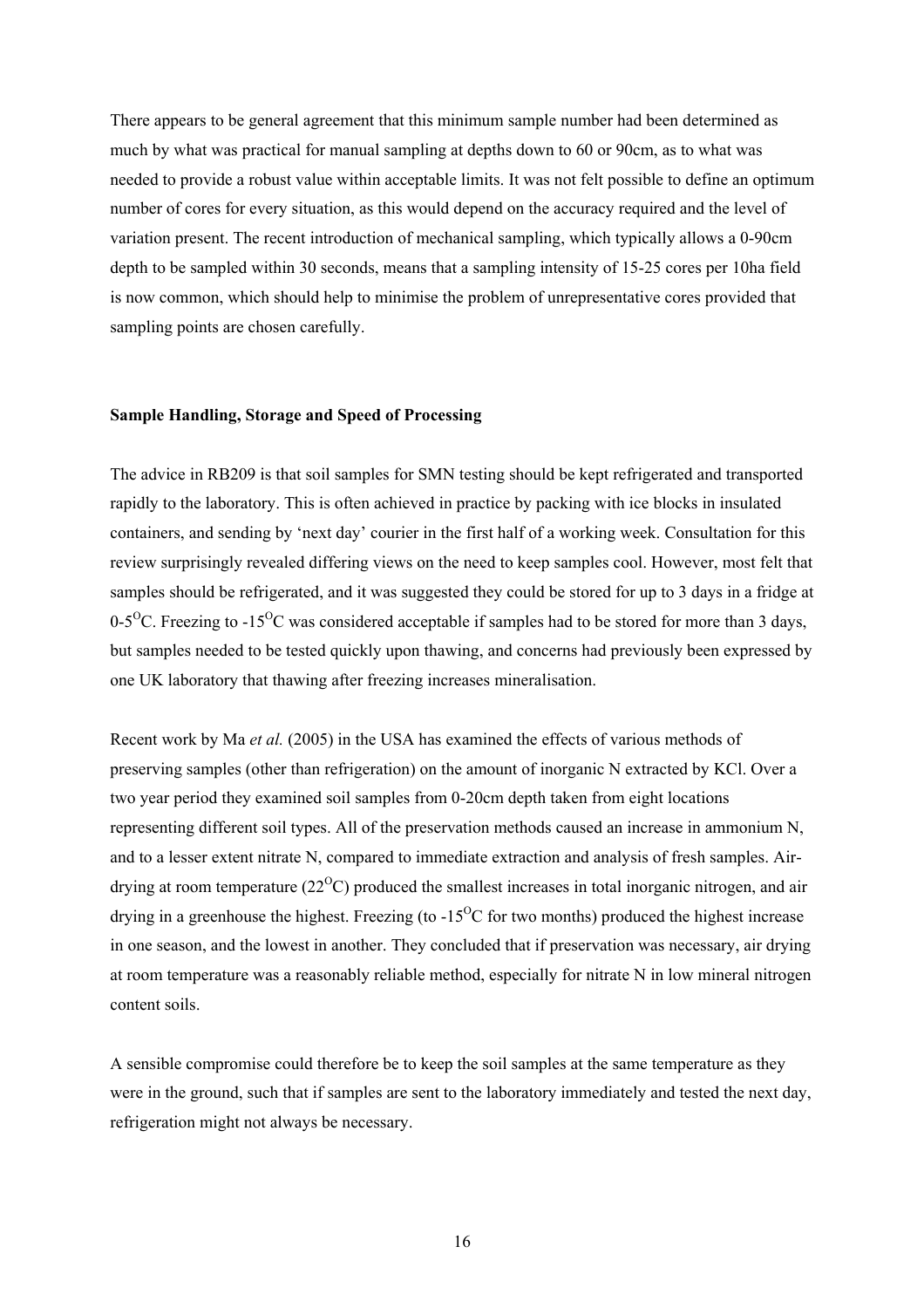There appears to be general agreement that this minimum sample number had been determined as much by what was practical for manual sampling at depths down to 60 or 90cm, as to what was needed to provide a robust value within acceptable limits. It was not felt possible to define an optimum number of cores for every situation, as this would depend on the accuracy required and the level of variation present. The recent introduction of mechanical sampling, which typically allows a 0-90cm depth to be sampled within 30 seconds, means that a sampling intensity of 15-25 cores per 10ha field is now common, which should help to minimise the problem of unrepresentative cores provided that sampling points are chosen carefully.

**Sample Handling, Storage and Speed of Processing**

The advice in RB209 is that soil samples for SMN testing should be kept refrigerated and transported rapidly to the laboratory. This is often achieved in practice by packing with ice blocks in insulated containers, and sending by 'next day' courier in the first half of a working week. Consultation for this review surprisingly revealed differing views on the need to keep samples cool. However, most felt that samples should be refrigerated, and it was suggested they could be stored for up to 3 days in a fridge at 0-5$^{O}$C. Freezing to -15$^{O}$C was considered acceptable if samples had to be stored for more than 3 days, but samples needed to be tested quickly upon thawing, and concerns had previously been expressed by one UK laboratory that thawing after freezing increases mineralisation.

Recent work by Ma *et al.* (2005) in the USA has examined the effects of various methods of preserving samples (other than refrigeration) on the amount of inorganic N extracted by KCl. Over a two year period they examined soil samples from 0-20cm depth taken from eight locations representing different soil types. All of the preservation methods caused an increase in ammonium N, and to a lesser extent nitrate N, compared to immediate extraction and analysis of fresh samples. Air-drying at room temperature (22$^{O}$C) produced the smallest increases in total inorganic nitrogen, and air drying in a greenhouse the highest. Freezing (to -15$^{O}$C for two months) produced the highest increase in one season, and the lowest in another. They concluded that if preservation was necessary, air drying at room temperature was a reasonably reliable method, especially for nitrate N in low mineral nitrogen content soils.

A sensible compromise could therefore be to keep the soil samples at the same temperature as they were in the ground, such that if samples are sent to the laboratory immediately and tested the next day, refrigeration might not always be necessary.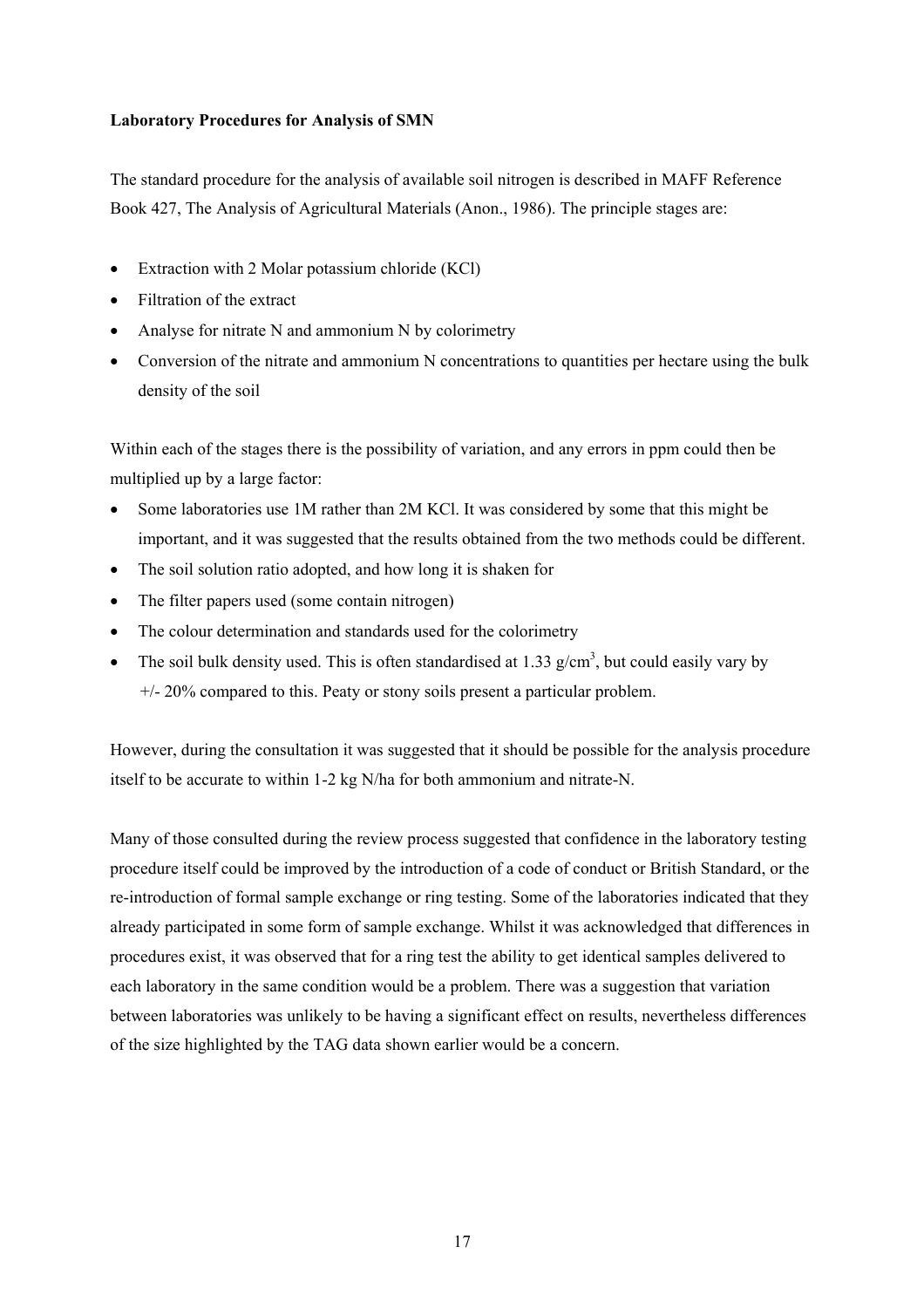**Laboratory Procedures for Analysis of SMN**

The standard procedure for the analysis of available soil nitrogen is described in MAFF Reference Book 427, The Analysis of Agricultural Materials (Anon., 1986). The principle stages are:

- Extraction with 2 Molar potassium chloride (KCl)
- Filtration of the extract
- Analyse for nitrate N and ammonium N by colorimetry
- Conversion of the nitrate and ammonium N concentrations to quantities per hectare using the bulk density of the soil

Within each of the stages there is the possibility of variation, and any errors in ppm could then be multiplied up by a large factor:

- Some laboratories use 1M rather than 2M KCl. It was considered by some that this might be important, and it was suggested that the results obtained from the two methods could be different.
- The soil solution ratio adopted, and how long it is shaken for
- The filter papers used (some contain nitrogen)
- The colour determination and standards used for the colorimetry
- The soil bulk density used. This is often standardised at 1.33 g/cm$^3$, but could easily vary by +/- 20% compared to this. Peaty or stony soils present a particular problem.

However, during the consultation it was suggested that it should be possible for the analysis procedure itself to be accurate to within 1-2 kg N/ha for both ammonium and nitrate-N.

Many of those consulted during the review process suggested that confidence in the laboratory testing procedure itself could be improved by the introduction of a code of conduct or British Standard, or the re-introduction of formal sample exchange or ring testing. Some of the laboratories indicated that they already participated in some form of sample exchange. Whilst it was acknowledged that differences in procedures exist, it was observed that for a ring test the ability to get identical samples delivered to each laboratory in the same condition would be a problem. There was a suggestion that variation between laboratories was unlikely to be having a significant effect on results, nevertheless differences of the size highlighted by the TAG data shown earlier would be a concern.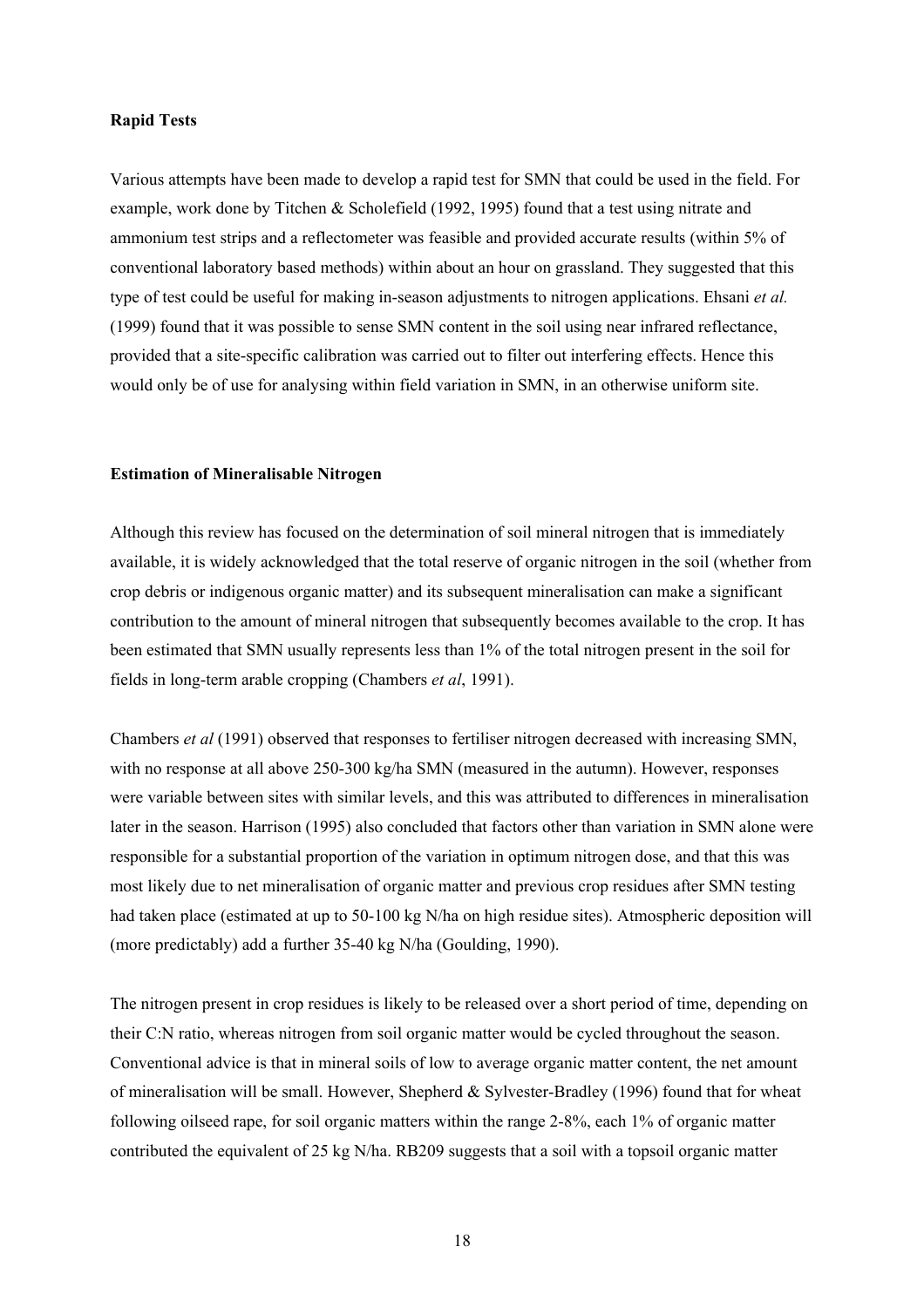**Rapid Tests**

Various attempts have been made to develop a rapid test for SMN that could be used in the field. For example, work done by Titchen & Scholefield (1992, 1995) found that a test using nitrate and ammonium test strips and a reflectometer was feasible and provided accurate results (within 5% of conventional laboratory based methods) within about an hour on grassland. They suggested that this type of test could be useful for making in-season adjustments to nitrogen applications. Ehsani *et al.* (1999) found that it was possible to sense SMN content in the soil using near infrared reflectance, provided that a site-specific calibration was carried out to filter out interfering effects. Hence this would only be of use for analysing within field variation in SMN, in an otherwise uniform site.

**Estimation of Mineralisable Nitrogen**

Although this review has focused on the determination of soil mineral nitrogen that is immediately available, it is widely acknowledged that the total reserve of organic nitrogen in the soil (whether from crop debris or indigenous organic matter) and its subsequent mineralisation can make a significant contribution to the amount of mineral nitrogen that subsequently becomes available to the crop. It has been estimated that SMN usually represents less than 1% of the total nitrogen present in the soil for fields in long-term arable cropping (Chambers *et al*, 1991).

Chambers *et al* (1991) observed that responses to fertiliser nitrogen decreased with increasing SMN, with no response at all above 250-300 kg/ha SMN (measured in the autumn). However, responses were variable between sites with similar levels, and this was attributed to differences in mineralisation later in the season. Harrison (1995) also concluded that factors other than variation in SMN alone were responsible for a substantial proportion of the variation in optimum nitrogen dose, and that this was most likely due to net mineralisation of organic matter and previous crop residues after SMN testing had taken place (estimated at up to 50-100 kg N/ha on high residue sites). Atmospheric deposition will (more predictably) add a further 35-40 kg N/ha (Goulding, 1990).

The nitrogen present in crop residues is likely to be released over a short period of time, depending on their C:N ratio, whereas nitrogen from soil organic matter would be cycled throughout the season. Conventional advice is that in mineral soils of low to average organic matter content, the net amount of mineralisation will be small. However, Shepherd & Sylvester-Bradley (1996) found that for wheat following oilseed rape, for soil organic matters within the range 2-8%, each 1% of organic matter contributed the equivalent of 25 kg N/ha. RB209 suggests that a soil with a topsoil organic matter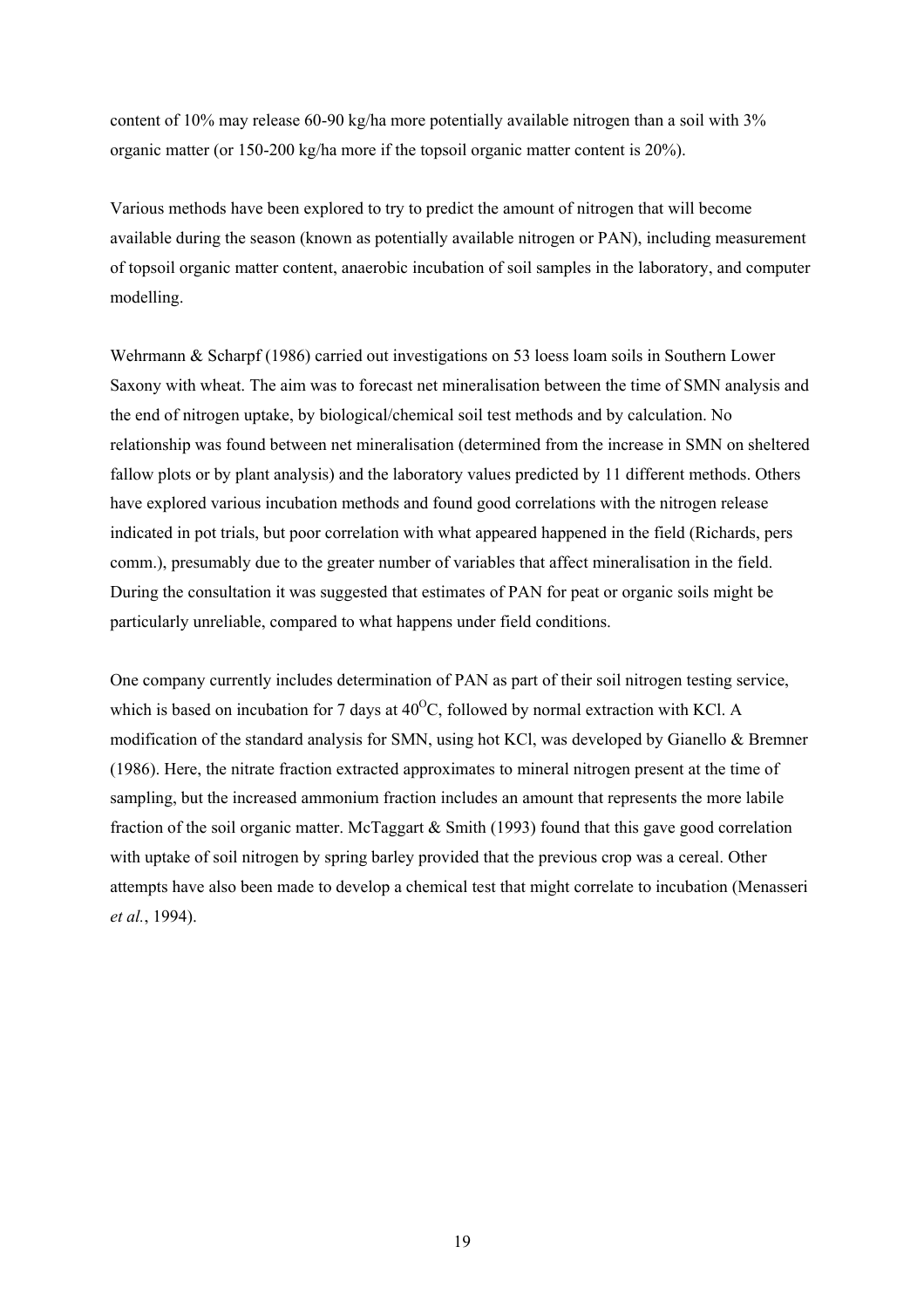content of 10% may release 60-90 kg/ha more potentially available nitrogen than a soil with 3% organic matter (or 150-200 kg/ha more if the topsoil organic matter content is 20%).

Various methods have been explored to try to predict the amount of nitrogen that will become available during the season (known as potentially available nitrogen or PAN), including measurement of topsoil organic matter content, anaerobic incubation of soil samples in the laboratory, and computer modelling.

Wehrmann & Scharpf (1986) carried out investigations on 53 loess loam soils in Southern Lower Saxony with wheat. The aim was to forecast net mineralisation between the time of SMN analysis and the end of nitrogen uptake, by biological/chemical soil test methods and by calculation. No relationship was found between net mineralisation (determined from the increase in SMN on sheltered fallow plots or by plant analysis) and the laboratory values predicted by 11 different methods. Others have explored various incubation methods and found good correlations with the nitrogen release indicated in pot trials, but poor correlation with what appeared happened in the field (Richards, pers comm.), presumably due to the greater number of variables that affect mineralisation in the field. During the consultation it was suggested that estimates of PAN for peat or organic soils might be particularly unreliable, compared to what happens under field conditions.

One company currently includes determination of PAN as part of their soil nitrogen testing service, which is based on incubation for 7 days at $40^{O}$C, followed by normal extraction with KCl. A modification of the standard analysis for SMN, using hot KCl, was developed by Gianello & Bremner (1986). Here, the nitrate fraction extracted approximates to mineral nitrogen present at the time of sampling, but the increased ammonium fraction includes an amount that represents the more labile fraction of the soil organic matter. McTaggart & Smith (1993) found that this gave good correlation with uptake of soil nitrogen by spring barley provided that the previous crop was a cereal. Other attempts have also been made to develop a chemical test that might correlate to incubation (Menasseri *et al.*, 1994).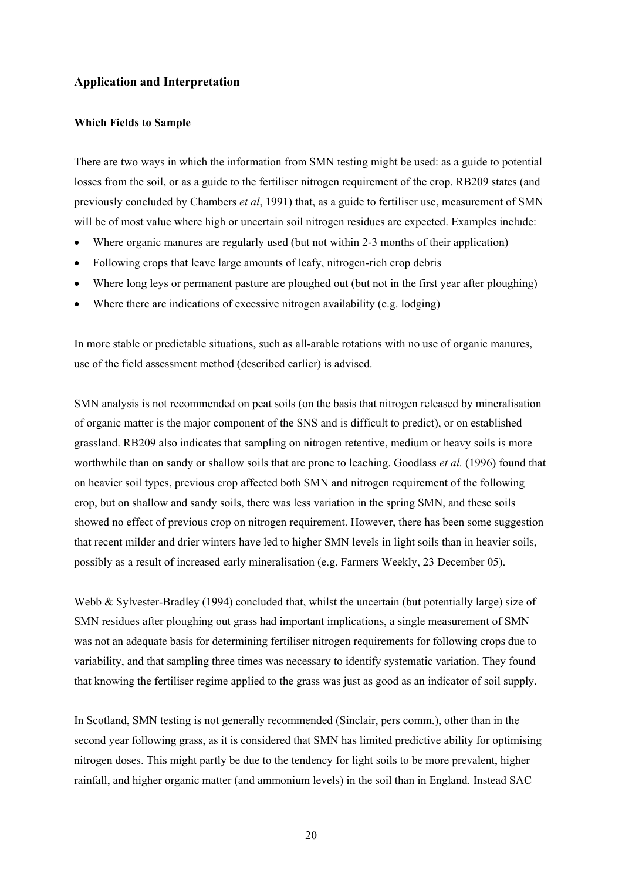## Application and Interpretation

### Which Fields to Sample

There are two ways in which the information from SMN testing might be used: as a guide to potential losses from the soil, or as a guide to the fertiliser nitrogen requirement of the crop. RB209 states (and previously concluded by Chambers *et al*, 1991) that, as a guide to fertiliser use, measurement of SMN will be of most value where high or uncertain soil nitrogen residues are expected. Examples include:

- Where organic manures are regularly used (but not within 2-3 months of their application)
- Following crops that leave large amounts of leafy, nitrogen-rich crop debris
- Where long leys or permanent pasture are ploughed out (but not in the first year after ploughing)
- Where there are indications of excessive nitrogen availability (e.g. lodging)

In more stable or predictable situations, such as all-arable rotations with no use of organic manures, use of the field assessment method (described earlier) is advised.

SMN analysis is not recommended on peat soils (on the basis that nitrogen released by mineralisation of organic matter is the major component of the SNS and is difficult to predict), or on established grassland. RB209 also indicates that sampling on nitrogen retentive, medium or heavy soils is more worthwhile than on sandy or shallow soils that are prone to leaching. Goodlass *et al.* (1996) found that on heavier soil types, previous crop affected both SMN and nitrogen requirement of the following crop, but on shallow and sandy soils, there was less variation in the spring SMN, and these soils showed no effect of previous crop on nitrogen requirement. However, there has been some suggestion that recent milder and drier winters have led to higher SMN levels in light soils than in heavier soils, possibly as a result of increased early mineralisation (e.g. Farmers Weekly, 23 December 05).

Webb & Sylvester-Bradley (1994) concluded that, whilst the uncertain (but potentially large) size of SMN residues after ploughing out grass had important implications, a single measurement of SMN was not an adequate basis for determining fertiliser nitrogen requirements for following crops due to variability, and that sampling three times was necessary to identify systematic variation. They found that knowing the fertiliser regime applied to the grass was just as good as an indicator of soil supply.

In Scotland, SMN testing is not generally recommended (Sinclair, pers comm.), other than in the second year following grass, as it is considered that SMN has limited predictive ability for optimising nitrogen doses. This might partly be due to the tendency for light soils to be more prevalent, higher rainfall, and higher organic matter (and ammonium levels) in the soil than in England. Instead SAC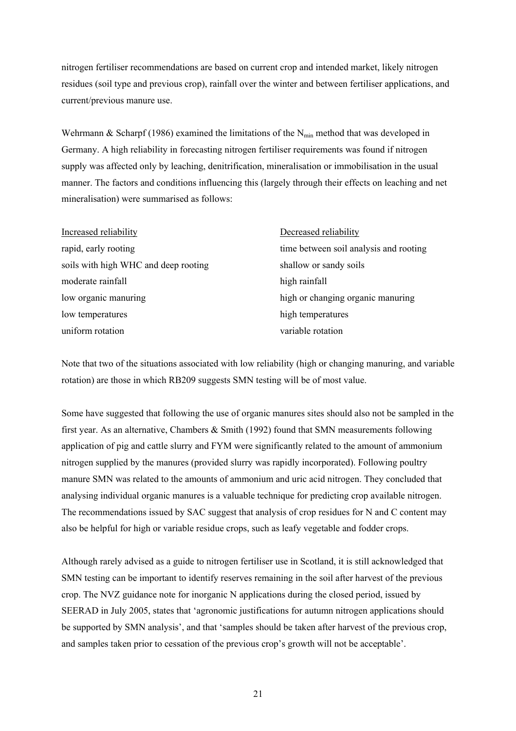nitrogen fertiliser recommendations are based on current crop and intended market, likely nitrogen residues (soil type and previous crop), rainfall over the winter and between fertiliser applications, and current/previous manure use.

Wehrmann & Scharpf (1986) examined the limitations of the $N_{min}$ method that was developed in Germany. A high reliability in forecasting nitrogen fertiliser requirements was found if nitrogen supply was affected only by leaching, denitrification, mineralisation or immobilisation in the usual manner. The factors and conditions influencing this (largely through their effects on leaching and net mineralisation) were summarised as follows:

| Increased reliability | Decreased reliability |
|---|---|
| rapid, early rooting | time between soil analysis and rooting |
| soils with high WHC and deep rooting | shallow or sandy soils |
| moderate rainfall | high rainfall |
| low organic manuring | high or changing organic manuring |
| low temperatures | high temperatures |
| uniform rotation | variable rotation |

Note that two of the situations associated with low reliability (high or changing manuring, and variable rotation) are those in which RB209 suggests SMN testing will be of most value.

Some have suggested that following the use of organic manures sites should also not be sampled in the first year. As an alternative, Chambers & Smith (1992) found that SMN measurements following application of pig and cattle slurry and FYM were significantly related to the amount of ammonium nitrogen supplied by the manures (provided slurry was rapidly incorporated). Following poultry manure SMN was related to the amounts of ammonium and uric acid nitrogen. They concluded that analysing individual organic manures is a valuable technique for predicting crop available nitrogen. The recommendations issued by SAC suggest that analysis of crop residues for N and C content may also be helpful for high or variable residue crops, such as leafy vegetable and fodder crops.

Although rarely advised as a guide to nitrogen fertiliser use in Scotland, it is still acknowledged that SMN testing can be important to identify reserves remaining in the soil after harvest of the previous crop. The NVZ guidance note for inorganic N applications during the closed period, issued by SEERAD in July 2005, states that 'agronomic justifications for autumn nitrogen applications should be supported by SMN analysis', and that 'samples should be taken after harvest of the previous crop, and samples taken prior to cessation of the previous crop's growth will not be acceptable'.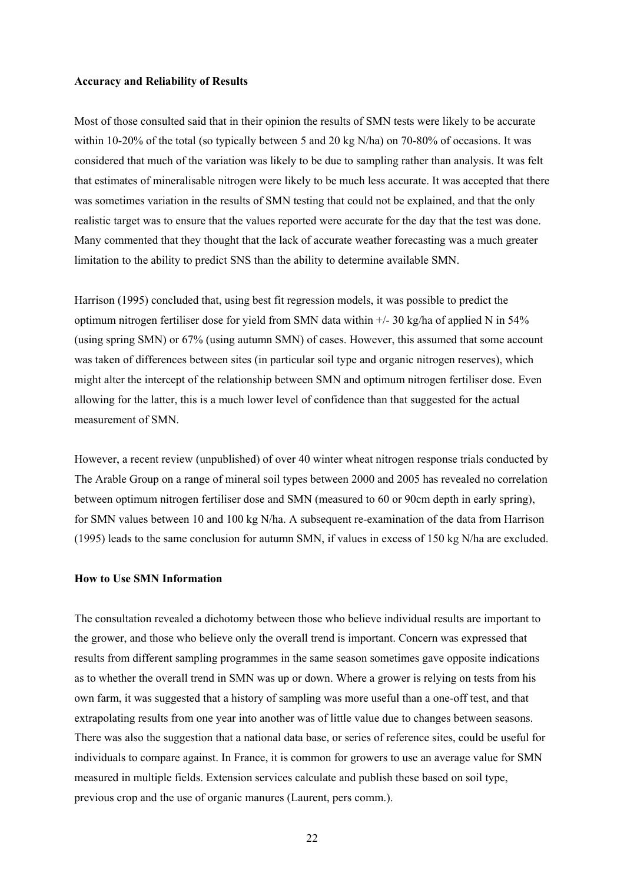**Accuracy and Reliability of Results**

Most of those consulted said that in their opinion the results of SMN tests were likely to be accurate within 10-20% of the total (so typically between 5 and 20 kg N/ha) on 70-80% of occasions. It was considered that much of the variation was likely to be due to sampling rather than analysis. It was felt that estimates of mineralisable nitrogen were likely to be much less accurate. It was accepted that there was sometimes variation in the results of SMN testing that could not be explained, and that the only realistic target was to ensure that the values reported were accurate for the day that the test was done. Many commented that they thought that the lack of accurate weather forecasting was a much greater limitation to the ability to predict SNS than the ability to determine available SMN.

Harrison (1995) concluded that, using best fit regression models, it was possible to predict the optimum nitrogen fertiliser dose for yield from SMN data within +/- 30 kg/ha of applied N in 54% (using spring SMN) or 67% (using autumn SMN) of cases. However, this assumed that some account was taken of differences between sites (in particular soil type and organic nitrogen reserves), which might alter the intercept of the relationship between SMN and optimum nitrogen fertiliser dose. Even allowing for the latter, this is a much lower level of confidence than that suggested for the actual measurement of SMN.

However, a recent review (unpublished) of over 40 winter wheat nitrogen response trials conducted by The Arable Group on a range of mineral soil types between 2000 and 2005 has revealed no correlation between optimum nitrogen fertiliser dose and SMN (measured to 60 or 90cm depth in early spring), for SMN values between 10 and 100 kg N/ha. A subsequent re-examination of the data from Harrison (1995) leads to the same conclusion for autumn SMN, if values in excess of 150 kg N/ha are excluded.

**How to Use SMN Information**

The consultation revealed a dichotomy between those who believe individual results are important to the grower, and those who believe only the overall trend is important. Concern was expressed that results from different sampling programmes in the same season sometimes gave opposite indications as to whether the overall trend in SMN was up or down. Where a grower is relying on tests from his own farm, it was suggested that a history of sampling was more useful than a one-off test, and that extrapolating results from one year into another was of little value due to changes between seasons. There was also the suggestion that a national data base, or series of reference sites, could be useful for individuals to compare against. In France, it is common for growers to use an average value for SMN measured in multiple fields. Extension services calculate and publish these based on soil type, previous crop and the use of organic manures (Laurent, pers comm.).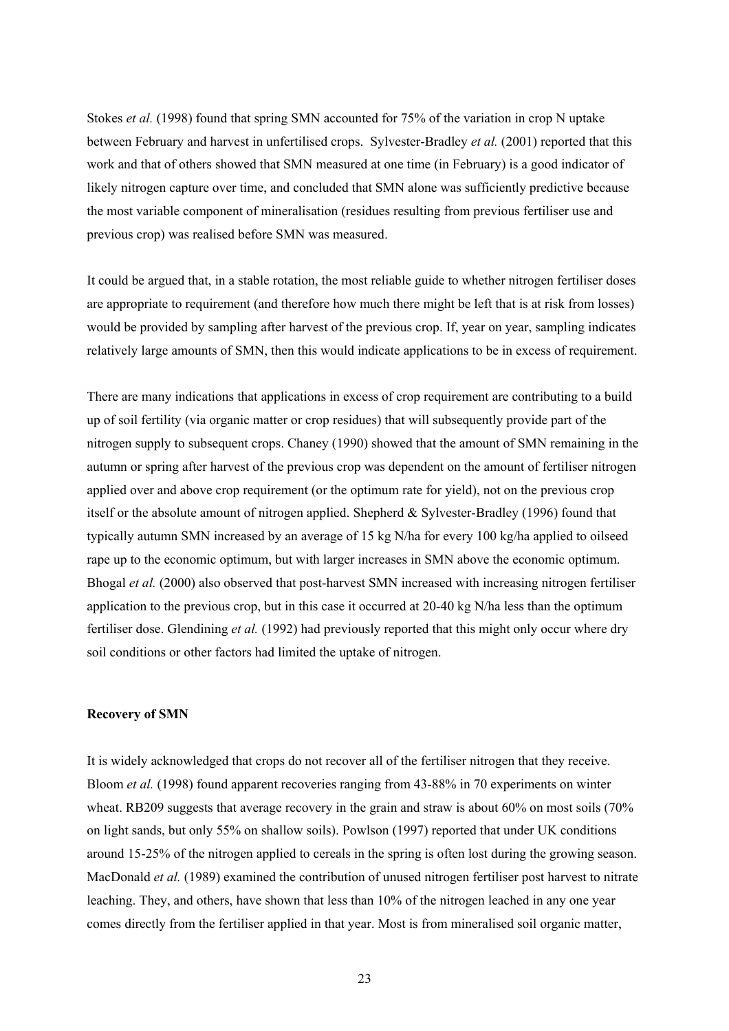Stokes *et al.* (1998) found that spring SMN accounted for 75% of the variation in crop N uptake between February and harvest in unfertilised crops. Sylvester-Bradley *et al.* (2001) reported that this work and that of others showed that SMN measured at one time (in February) is a good indicator of likely nitrogen capture over time, and concluded that SMN alone was sufficiently predictive because the most variable component of mineralisation (residues resulting from previous fertiliser use and previous crop) was realised before SMN was measured.

It could be argued that, in a stable rotation, the most reliable guide to whether nitrogen fertiliser doses are appropriate to requirement (and therefore how much there might be left that is at risk from losses) would be provided by sampling after harvest of the previous crop. If, year on year, sampling indicates relatively large amounts of SMN, then this would indicate applications to be in excess of requirement.

There are many indications that applications in excess of crop requirement are contributing to a build up of soil fertility (via organic matter or crop residues) that will subsequently provide part of the nitrogen supply to subsequent crops. Chaney (1990) showed that the amount of SMN remaining in the autumn or spring after harvest of the previous crop was dependent on the amount of fertiliser nitrogen applied over and above crop requirement (or the optimum rate for yield), not on the previous crop itself or the absolute amount of nitrogen applied. Shepherd & Sylvester-Bradley (1996) found that typically autumn SMN increased by an average of 15 kg N/ha for every 100 kg/ha applied to oilseed rape up to the economic optimum, but with larger increases in SMN above the economic optimum. Bhogal *et al.* (2000) also observed that post-harvest SMN increased with increasing nitrogen fertiliser application to the previous crop, but in this case it occurred at 20-40 kg N/ha less than the optimum fertiliser dose. Glendining *et al.* (1992) had previously reported that this might only occur where dry soil conditions or other factors had limited the uptake of nitrogen.

**Recovery of SMN**

It is widely acknowledged that crops do not recover all of the fertiliser nitrogen that they receive. Bloom *et al.* (1998) found apparent recoveries ranging from 43-88% in 70 experiments on winter wheat. RB209 suggests that average recovery in the grain and straw is about 60% on most soils (70% on light sands, but only 55% on shallow soils). Powlson (1997) reported that under UK conditions around 15-25% of the nitrogen applied to cereals in the spring is often lost during the growing season. MacDonald *et al.* (1989) examined the contribution of unused nitrogen fertiliser post harvest to nitrate leaching. They, and others, have shown that less than 10% of the nitrogen leached in any one year comes directly from the fertiliser applied in that year. Most is from mineralised soil organic matter,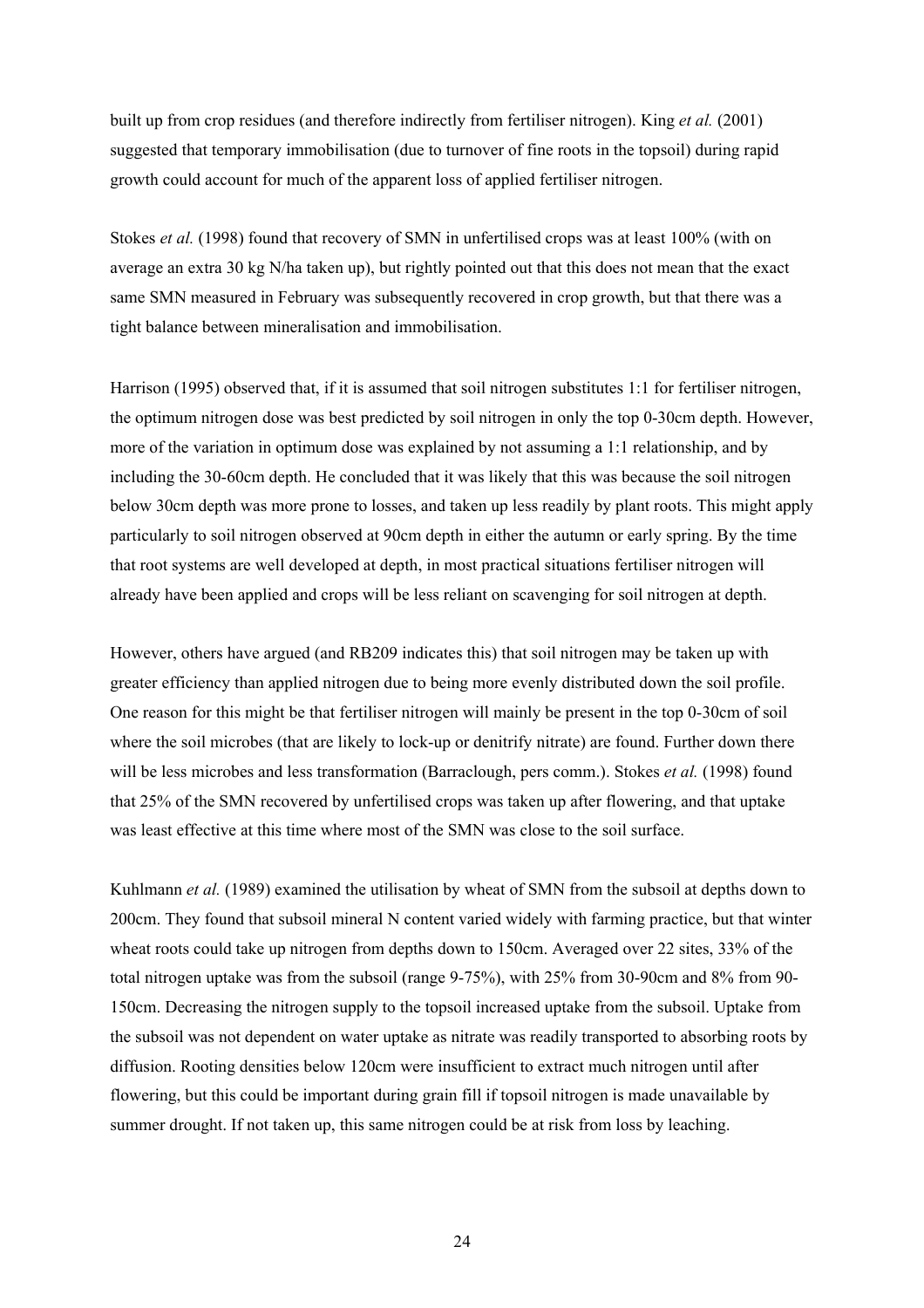built up from crop residues (and therefore indirectly from fertiliser nitrogen). King *et al.* (2001) suggested that temporary immobilisation (due to turnover of fine roots in the topsoil) during rapid growth could account for much of the apparent loss of applied fertiliser nitrogen.

Stokes *et al.* (1998) found that recovery of SMN in unfertilised crops was at least 100% (with on average an extra 30 kg N/ha taken up), but rightly pointed out that this does not mean that the exact same SMN measured in February was subsequently recovered in crop growth, but that there was a tight balance between mineralisation and immobilisation.

Harrison (1995) observed that, if it is assumed that soil nitrogen substitutes 1:1 for fertiliser nitrogen, the optimum nitrogen dose was best predicted by soil nitrogen in only the top 0-30cm depth. However, more of the variation in optimum dose was explained by not assuming a 1:1 relationship, and by including the 30-60cm depth. He concluded that it was likely that this was because the soil nitrogen below 30cm depth was more prone to losses, and taken up less readily by plant roots. This might apply particularly to soil nitrogen observed at 90cm depth in either the autumn or early spring. By the time that root systems are well developed at depth, in most practical situations fertiliser nitrogen will already have been applied and crops will be less reliant on scavenging for soil nitrogen at depth.

However, others have argued (and RB209 indicates this) that soil nitrogen may be taken up with greater efficiency than applied nitrogen due to being more evenly distributed down the soil profile. One reason for this might be that fertiliser nitrogen will mainly be present in the top 0-30cm of soil where the soil microbes (that are likely to lock-up or denitrify nitrate) are found. Further down there will be less microbes and less transformation (Barraclough, pers comm.). Stokes *et al.* (1998) found that 25% of the SMN recovered by unfertilised crops was taken up after flowering, and that uptake was least effective at this time where most of the SMN was close to the soil surface.

Kuhlmann *et al.* (1989) examined the utilisation by wheat of SMN from the subsoil at depths down to 200cm. They found that subsoil mineral N content varied widely with farming practice, but that winter wheat roots could take up nitrogen from depths down to 150cm. Averaged over 22 sites, 33% of the total nitrogen uptake was from the subsoil (range 9-75%), with 25% from 30-90cm and 8% from 90-150cm. Decreasing the nitrogen supply to the topsoil increased uptake from the subsoil. Uptake from the subsoil was not dependent on water uptake as nitrate was readily transported to absorbing roots by diffusion. Rooting densities below 120cm were insufficient to extract much nitrogen until after flowering, but this could be important during grain fill if topsoil nitrogen is made unavailable by summer drought. If not taken up, this same nitrogen could be at risk from loss by leaching.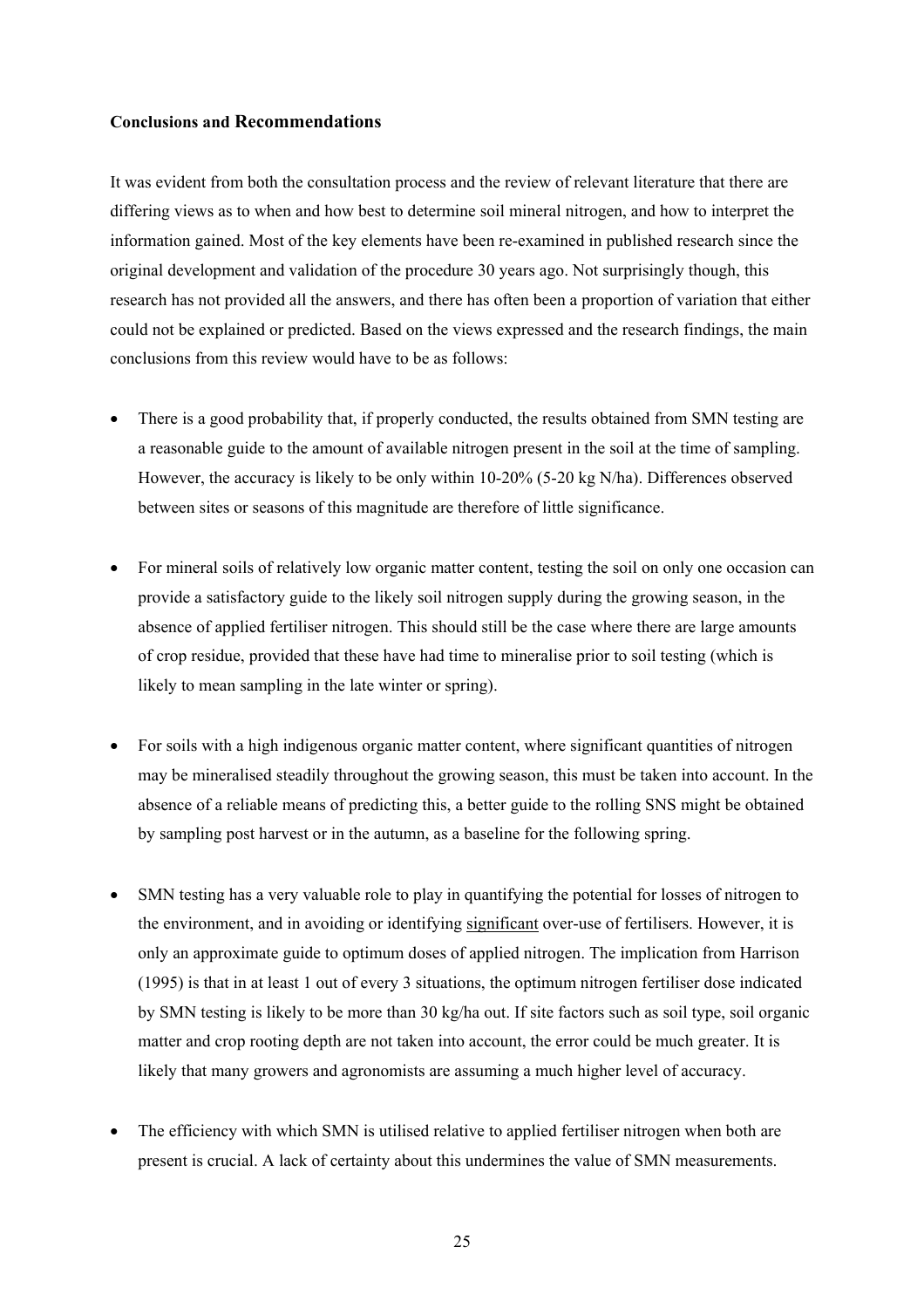## Conclusions and Recommendations

It was evident from both the consultation process and the review of relevant literature that there are differing views as to when and how best to determine soil mineral nitrogen, and how to interpret the information gained. Most of the key elements have been re-examined in published research since the original development and validation of the procedure 30 years ago. Not surprisingly though, this research has not provided all the answers, and there has often been a proportion of variation that either could not be explained or predicted. Based on the views expressed and the research findings, the main conclusions from this review would have to be as follows:

- There is a good probability that, if properly conducted, the results obtained from SMN testing are a reasonable guide to the amount of available nitrogen present in the soil at the time of sampling. However, the accuracy is likely to be only within 10-20% (5-20 kg N/ha). Differences observed between sites or seasons of this magnitude are therefore of little significance.

- For mineral soils of relatively low organic matter content, testing the soil on only one occasion can provide a satisfactory guide to the likely soil nitrogen supply during the growing season, in the absence of applied fertiliser nitrogen. This should still be the case where there are large amounts of crop residue, provided that these have had time to mineralise prior to soil testing (which is likely to mean sampling in the late winter or spring).

- For soils with a high indigenous organic matter content, where significant quantities of nitrogen may be mineralised steadily throughout the growing season, this must be taken into account. In the absence of a reliable means of predicting this, a better guide to the rolling SNS might be obtained by sampling post harvest or in the autumn, as a baseline for the following spring.

- SMN testing has a very valuable role to play in quantifying the potential for losses of nitrogen to the environment, and in avoiding or identifying <u>significant</u> over-use of fertilisers. However, it is only an approximate guide to optimum doses of applied nitrogen. The implication from Harrison (1995) is that in at least 1 out of every 3 situations, the optimum nitrogen fertiliser dose indicated by SMN testing is likely to be more than 30 kg/ha out. If site factors such as soil type, soil organic matter and crop rooting depth are not taken into account, the error could be much greater. It is likely that many growers and agronomists are assuming a much higher level of accuracy.

- The efficiency with which SMN is utilised relative to applied fertiliser nitrogen when both are present is crucial. A lack of certainty about this undermines the value of SMN measurements.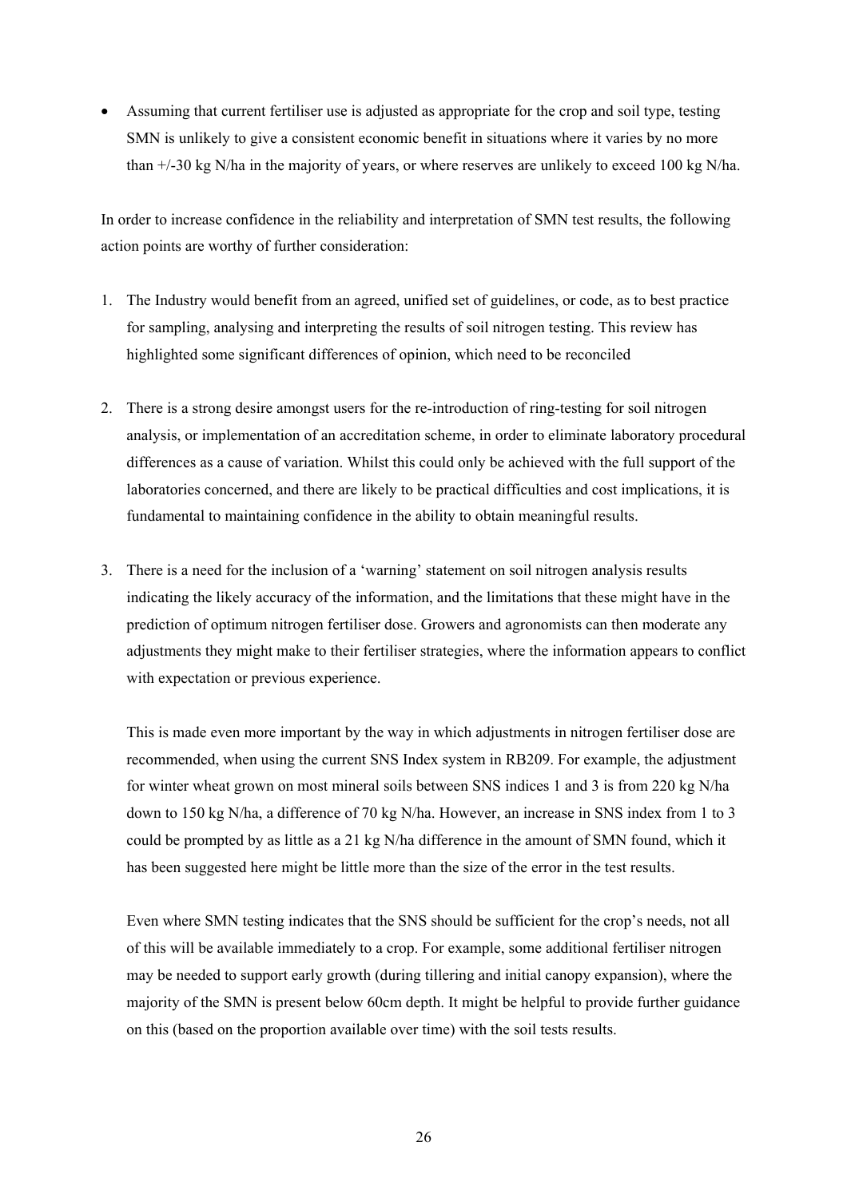- Assuming that current fertiliser use is adjusted as appropriate for the crop and soil type, testing SMN is unlikely to give a consistent economic benefit in situations where it varies by no more than +/-30 kg N/ha in the majority of years, or where reserves are unlikely to exceed 100 kg N/ha.

In order to increase confidence in the reliability and interpretation of SMN test results, the following action points are worthy of further consideration:

1. The Industry would benefit from an agreed, unified set of guidelines, or code, as to best practice for sampling, analysing and interpreting the results of soil nitrogen testing. This review has highlighted some significant differences of opinion, which need to be reconciled

2. There is a strong desire amongst users for the re-introduction of ring-testing for soil nitrogen analysis, or implementation of an accreditation scheme, in order to eliminate laboratory procedural differences as a cause of variation. Whilst this could only be achieved with the full support of the laboratories concerned, and there are likely to be practical difficulties and cost implications, it is fundamental to maintaining confidence in the ability to obtain meaningful results.

3. There is a need for the inclusion of a 'warning' statement on soil nitrogen analysis results indicating the likely accuracy of the information, and the limitations that these might have in the prediction of optimum nitrogen fertiliser dose. Growers and agronomists can then moderate any adjustments they might make to their fertiliser strategies, where the information appears to conflict with expectation or previous experience.

   This is made even more important by the way in which adjustments in nitrogen fertiliser dose are recommended, when using the current SNS Index system in RB209. For example, the adjustment for winter wheat grown on most mineral soils between SNS indices 1 and 3 is from 220 kg N/ha down to 150 kg N/ha, a difference of 70 kg N/ha. However, an increase in SNS index from 1 to 3 could be prompted by as little as a 21 kg N/ha difference in the amount of SMN found, which it has been suggested here might be little more than the size of the error in the test results.

   Even where SMN testing indicates that the SNS should be sufficient for the crop's needs, not all of this will be available immediately to a crop. For example, some additional fertiliser nitrogen may be needed to support early growth (during tillering and initial canopy expansion), where the majority of the SMN is present below 60cm depth. It might be helpful to provide further guidance on this (based on the proportion available over time) with the soil tests results.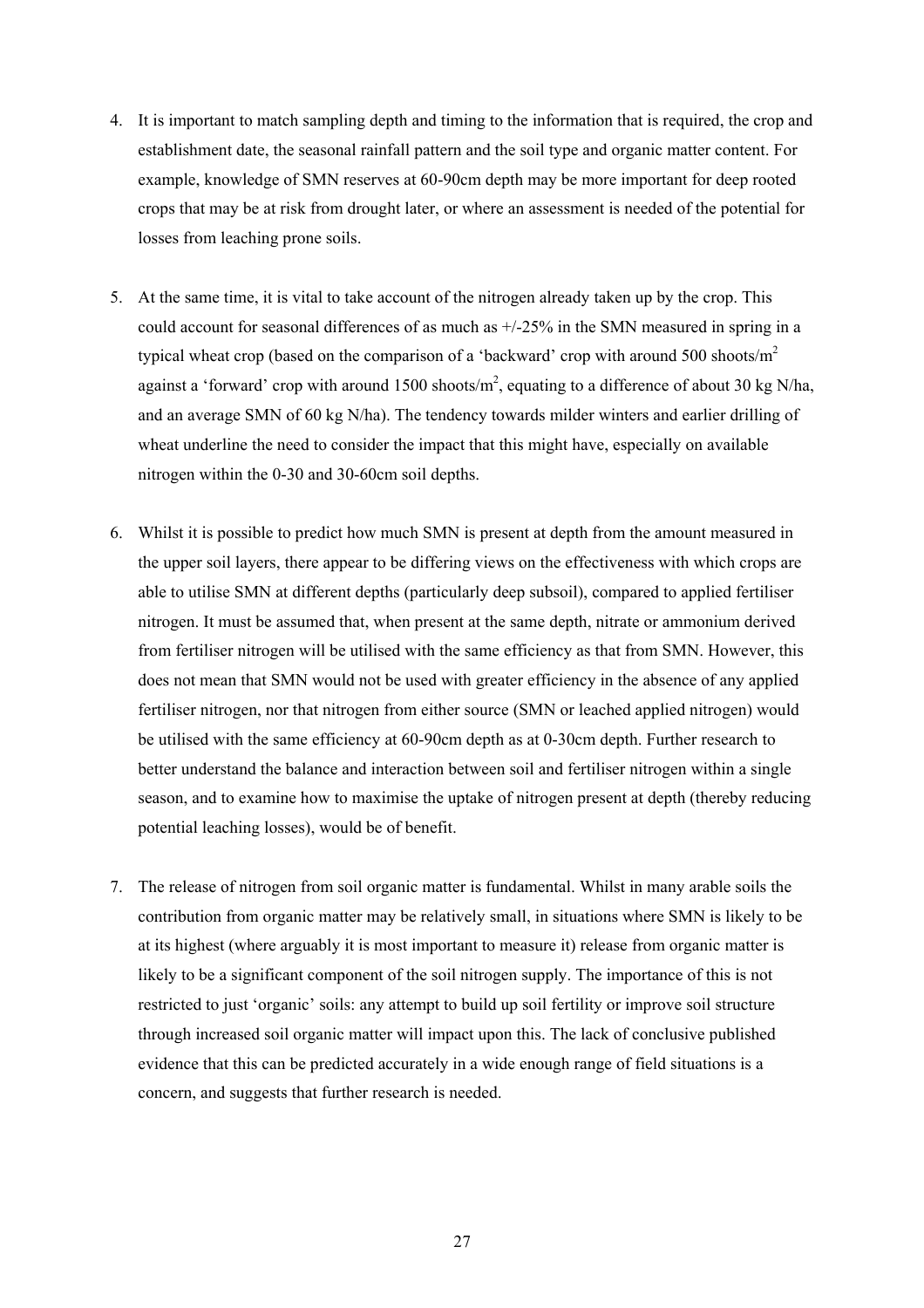4. It is important to match sampling depth and timing to the information that is required, the crop and establishment date, the seasonal rainfall pattern and the soil type and organic matter content. For example, knowledge of SMN reserves at 60-90cm depth may be more important for deep rooted crops that may be at risk from drought later, or where an assessment is needed of the potential for losses from leaching prone soils.

5. At the same time, it is vital to take account of the nitrogen already taken up by the crop. This could account for seasonal differences of as much as +/-25% in the SMN measured in spring in a typical wheat crop (based on the comparison of a 'backward' crop with around 500 shoots/$m^2$ against a 'forward' crop with around 1500 shoots/$m^2$, equating to a difference of about 30 kg N/ha, and an average SMN of 60 kg N/ha). The tendency towards milder winters and earlier drilling of wheat underline the need to consider the impact that this might have, especially on available nitrogen within the 0-30 and 30-60cm soil depths.

6. Whilst it is possible to predict how much SMN is present at depth from the amount measured in the upper soil layers, there appear to be differing views on the effectiveness with which crops are able to utilise SMN at different depths (particularly deep subsoil), compared to applied fertiliser nitrogen. It must be assumed that, when present at the same depth, nitrate or ammonium derived from fertiliser nitrogen will be utilised with the same efficiency as that from SMN. However, this does not mean that SMN would not be used with greater efficiency in the absence of any applied fertiliser nitrogen, nor that nitrogen from either source (SMN or leached applied nitrogen) would be utilised with the same efficiency at 60-90cm depth as at 0-30cm depth. Further research to better understand the balance and interaction between soil and fertiliser nitrogen within a single season, and to examine how to maximise the uptake of nitrogen present at depth (thereby reducing potential leaching losses), would be of benefit.

7. The release of nitrogen from soil organic matter is fundamental. Whilst in many arable soils the contribution from organic matter may be relatively small, in situations where SMN is likely to be at its highest (where arguably it is most important to measure it) release from organic matter is likely to be a significant component of the soil nitrogen supply. The importance of this is not restricted to just 'organic' soils: any attempt to build up soil fertility or improve soil structure through increased soil organic matter will impact upon this. The lack of conclusive published evidence that this can be predicted accurately in a wide enough range of field situations is a concern, and suggests that further research is needed.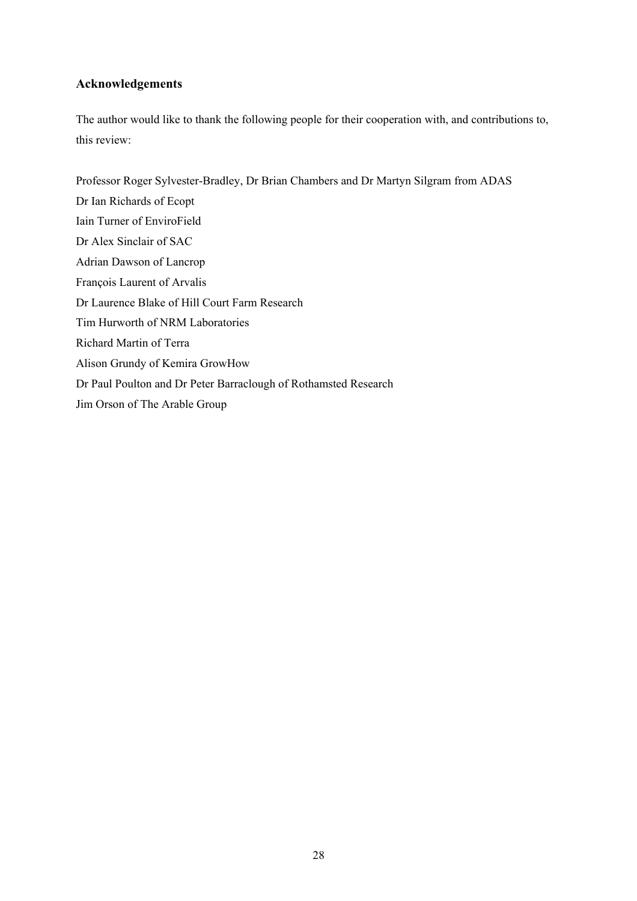## Acknowledgements

The author would like to thank the following people for their cooperation with, and contributions to, this review:

Professor Roger Sylvester-Bradley, Dr Brian Chambers and Dr Martyn Silgram from ADAS  
Dr Ian Richards of Ecopt  
Iain Turner of EnviroField  
Dr Alex Sinclair of SAC  
Adrian Dawson of Lancrop  
François Laurent of Arvalis  
Dr Laurence Blake of Hill Court Farm Research  
Tim Hurworth of NRM Laboratories  
Richard Martin of Terra  
Alison Grundy of Kemira GrowHow  
Dr Paul Poulton and Dr Peter Barraclough of Rothamsted Research  
Jim Orson of The Arable Group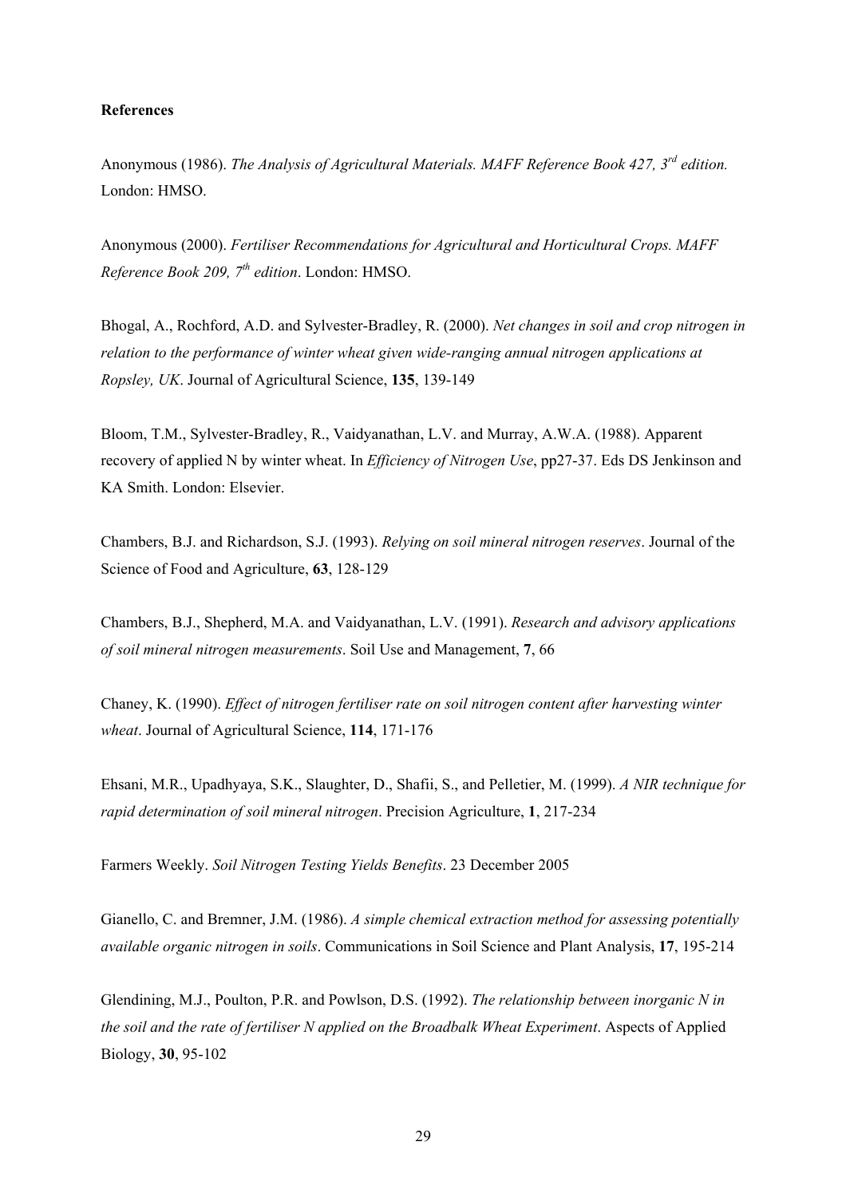**References**

Anonymous (1986). *The Analysis of Agricultural Materials. MAFF Reference Book 427, 3rd edition.* London: HMSO.

Anonymous (2000). *Fertiliser Recommendations for Agricultural and Horticultural Crops. MAFF Reference Book 209, 7th edition*. London: HMSO.

Bhogal, A., Rochford, A.D. and Sylvester-Bradley, R. (2000). *Net changes in soil and crop nitrogen in relation to the performance of winter wheat given wide-ranging annual nitrogen applications at Ropsley, UK*. Journal of Agricultural Science, **135**, 139-149

Bloom, T.M., Sylvester-Bradley, R., Vaidyanathan, L.V. and Murray, A.W.A. (1988). Apparent recovery of applied N by winter wheat. In *Efficiency of Nitrogen Use*, pp27-37. Eds DS Jenkinson and KA Smith. London: Elsevier.

Chambers, B.J. and Richardson, S.J. (1993). *Relying on soil mineral nitrogen reserves*. Journal of the Science of Food and Agriculture, **63**, 128-129

Chambers, B.J., Shepherd, M.A. and Vaidyanathan, L.V. (1991). *Research and advisory applications of soil mineral nitrogen measurements*. Soil Use and Management, **7**, 66

Chaney, K. (1990). *Effect of nitrogen fertiliser rate on soil nitrogen content after harvesting winter wheat*. Journal of Agricultural Science, **114**, 171-176

Ehsani, M.R., Upadhyaya, S.K., Slaughter, D., Shafii, S., and Pelletier, M. (1999). *A NIR technique for rapid determination of soil mineral nitrogen*. Precision Agriculture, **1**, 217-234

Farmers Weekly. *Soil Nitrogen Testing Yields Benefits*. 23 December 2005

Gianello, C. and Bremner, J.M. (1986). *A simple chemical extraction method for assessing potentially available organic nitrogen in soils*. Communications in Soil Science and Plant Analysis, **17**, 195-214

Glendining, M.J., Poulton, P.R. and Powlson, D.S. (1992). *The relationship between inorganic N in the soil and the rate of fertiliser N applied on the Broadbalk Wheat Experiment*. Aspects of Applied Biology, **30**, 95-102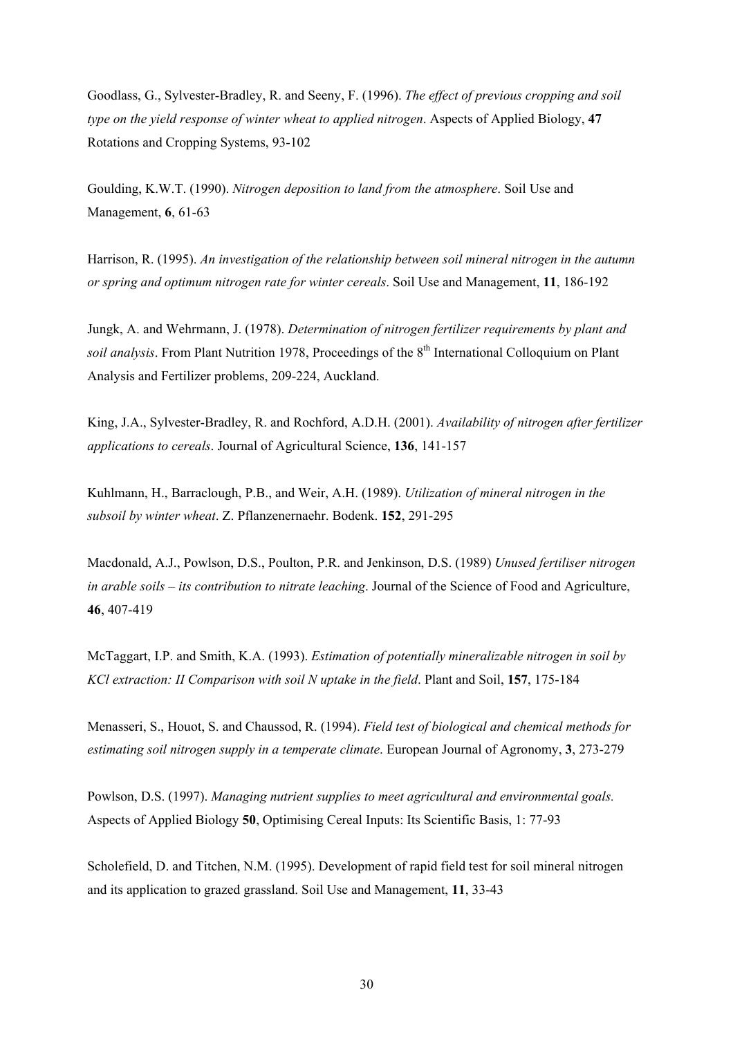Goodlass, G., Sylvester-Bradley, R. and Seeny, F. (1996). *The effect of previous cropping and soil type on the yield response of winter wheat to applied nitrogen*. Aspects of Applied Biology, **47** Rotations and Cropping Systems, 93-102

Goulding, K.W.T. (1990). *Nitrogen deposition to land from the atmosphere*. Soil Use and Management, **6**, 61-63

Harrison, R. (1995). *An investigation of the relationship between soil mineral nitrogen in the autumn or spring and optimum nitrogen rate for winter cereals*. Soil Use and Management, **11**, 186-192

Jungk, A. and Wehrmann, J. (1978). *Determination of nitrogen fertilizer requirements by plant and soil analysis*. From Plant Nutrition 1978, Proceedings of the 8th International Colloquium on Plant Analysis and Fertilizer problems, 209-224, Auckland.

King, J.A., Sylvester-Bradley, R. and Rochford, A.D.H. (2001). *Availability of nitrogen after fertilizer applications to cereals*. Journal of Agricultural Science, **136**, 141-157

Kuhlmann, H., Barraclough, P.B., and Weir, A.H. (1989). *Utilization of mineral nitrogen in the subsoil by winter wheat*. Z. Pflanzenernaehr. Bodenk. **152**, 291-295

Macdonald, A.J., Powlson, D.S., Poulton, P.R. and Jenkinson, D.S. (1989) *Unused fertiliser nitrogen in arable soils – its contribution to nitrate leaching*. Journal of the Science of Food and Agriculture, **46**, 407-419

McTaggart, I.P. and Smith, K.A. (1993). *Estimation of potentially mineralizable nitrogen in soil by KCl extraction: II Comparison with soil N uptake in the field*. Plant and Soil, **157**, 175-184

Menasseri, S., Houot, S. and Chaussod, R. (1994). *Field test of biological and chemical methods for estimating soil nitrogen supply in a temperate climate*. European Journal of Agronomy, **3**, 273-279

Powlson, D.S. (1997). *Managing nutrient supplies to meet agricultural and environmental goals.* Aspects of Applied Biology **50**, Optimising Cereal Inputs: Its Scientific Basis, 1: 77-93

Scholefield, D. and Titchen, N.M. (1995). Development of rapid field test for soil mineral nitrogen and its application to grazed grassland. Soil Use and Management, **11**, 33-43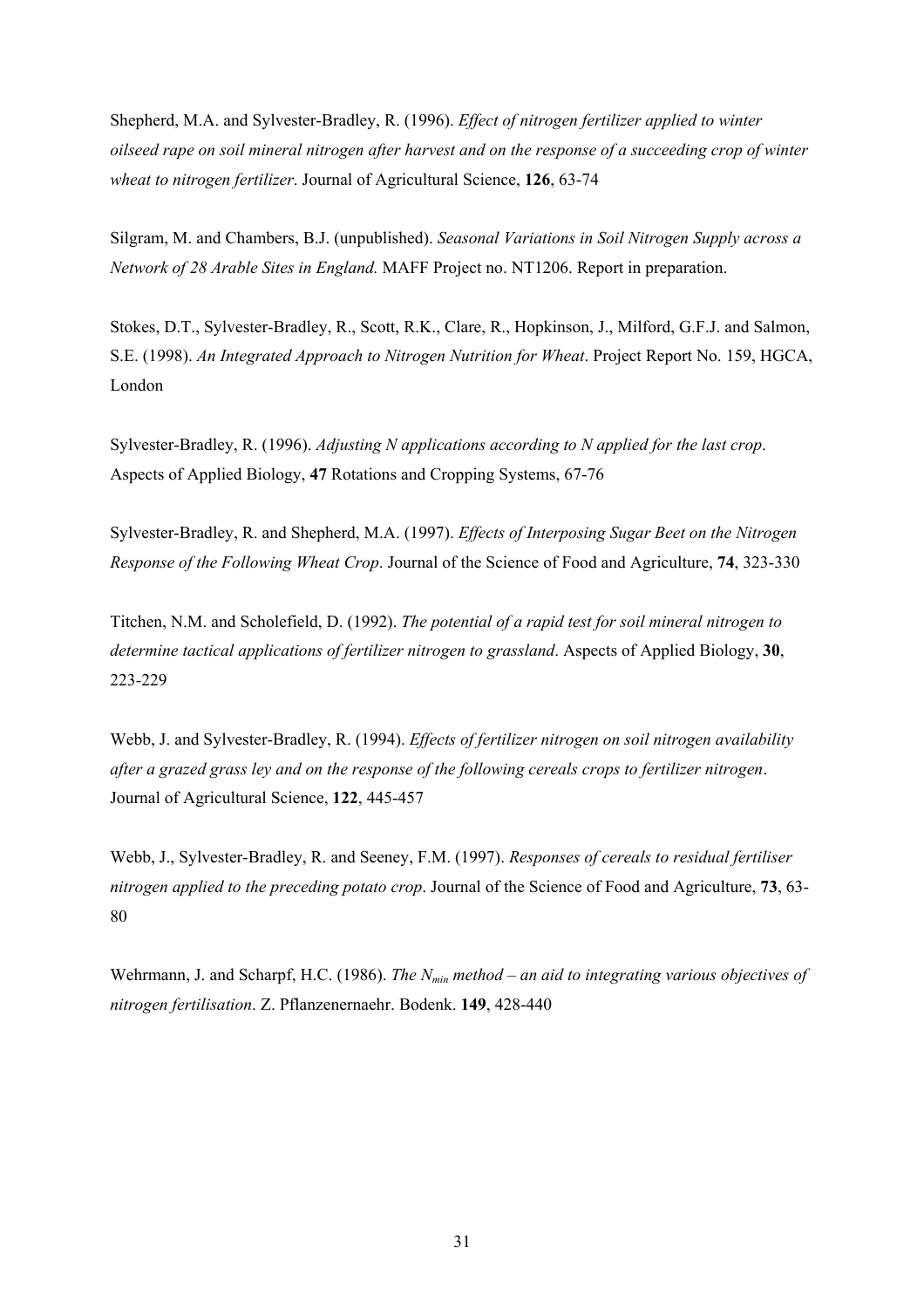Shepherd, M.A. and Sylvester-Bradley, R. (1996). *Effect of nitrogen fertilizer applied to winter oilseed rape on soil mineral nitrogen after harvest and on the response of a succeeding crop of winter wheat to nitrogen fertilizer*. Journal of Agricultural Science, **126**, 63-74

Silgram, M. and Chambers, B.J. (unpublished). *Seasonal Variations in Soil Nitrogen Supply across a Network of 28 Arable Sites in England.* MAFF Project no. NT1206. Report in preparation.

Stokes, D.T., Sylvester-Bradley, R., Scott, R.K., Clare, R., Hopkinson, J., Milford, G.F.J. and Salmon, S.E. (1998). *An Integrated Approach to Nitrogen Nutrition for Wheat*. Project Report No. 159, HGCA, London

Sylvester-Bradley, R. (1996). *Adjusting N applications according to N applied for the last crop*. Aspects of Applied Biology, **47** Rotations and Cropping Systems, 67-76

Sylvester-Bradley, R. and Shepherd, M.A. (1997). *Effects of Interposing Sugar Beet on the Nitrogen Response of the Following Wheat Crop*. Journal of the Science of Food and Agriculture, **74**, 323-330

Titchen, N.M. and Scholefield, D. (1992). *The potential of a rapid test for soil mineral nitrogen to determine tactical applications of fertilizer nitrogen to grassland*. Aspects of Applied Biology, **30**, 223-229

Webb, J. and Sylvester-Bradley, R. (1994). *Effects of fertilizer nitrogen on soil nitrogen availability after a grazed grass ley and on the response of the following cereals crops to fertilizer nitrogen*. Journal of Agricultural Science, **122**, 445-457

Webb, J., Sylvester-Bradley, R. and Seeney, F.M. (1997). *Responses of cereals to residual fertiliser nitrogen applied to the preceding potato crop*. Journal of the Science of Food and Agriculture, **73**, 63-80

Wehrmann, J. and Scharpf, H.C. (1986). *The $N_{min}$ method – an aid to integrating various objectives of nitrogen fertilisation*. Z. Pflanzenernaehr. Bodenk. **149**, 428-440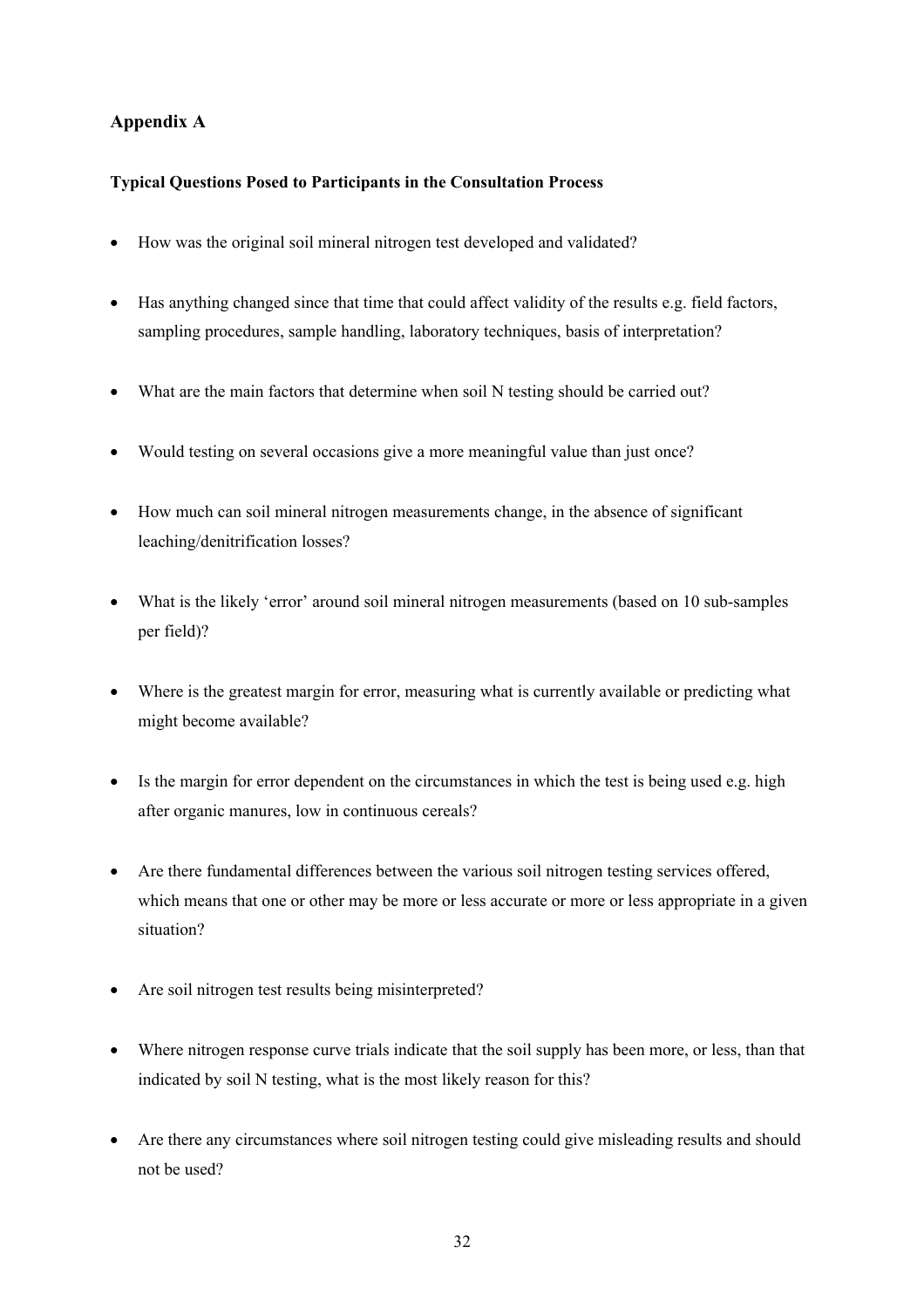## Appendix A

### Typical Questions Posed to Participants in the Consultation Process

- How was the original soil mineral nitrogen test developed and validated?
- Has anything changed since that time that could affect validity of the results e.g. field factors, sampling procedures, sample handling, laboratory techniques, basis of interpretation?
- What are the main factors that determine when soil N testing should be carried out?
- Would testing on several occasions give a more meaningful value than just once?
- How much can soil mineral nitrogen measurements change, in the absence of significant leaching/denitrification losses?
- What is the likely 'error' around soil mineral nitrogen measurements (based on 10 sub-samples per field)?
- Where is the greatest margin for error, measuring what is currently available or predicting what might become available?
- Is the margin for error dependent on the circumstances in which the test is being used e.g. high after organic manures, low in continuous cereals?
- Are there fundamental differences between the various soil nitrogen testing services offered, which means that one or other may be more or less accurate or more or less appropriate in a given situation?
- Are soil nitrogen test results being misinterpreted?
- Where nitrogen response curve trials indicate that the soil supply has been more, or less, than that indicated by soil N testing, what is the most likely reason for this?
- Are there any circumstances where soil nitrogen testing could give misleading results and should not be used?